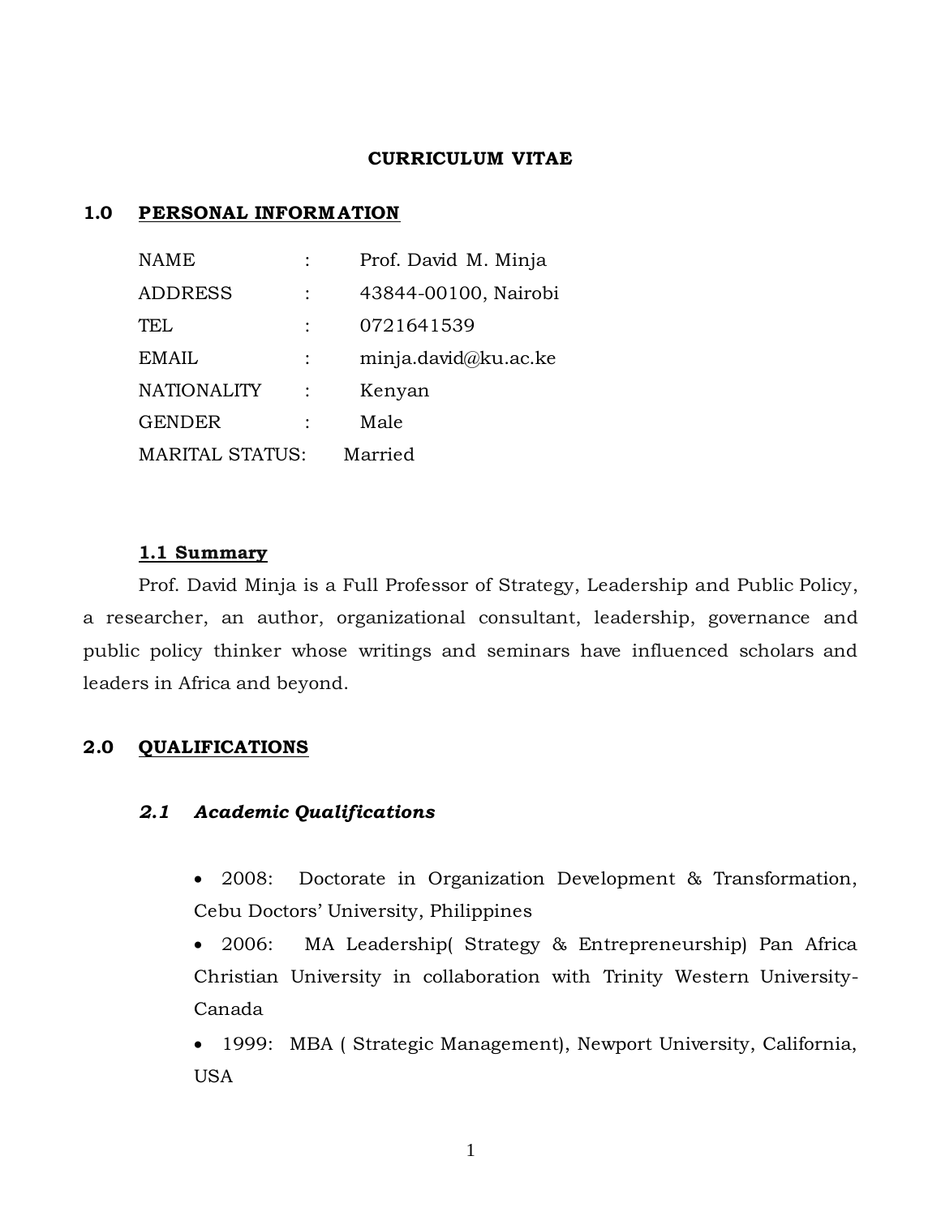# CURRICULUM VITAE

## 1.0 PERSONAL INFORMATION

| | | |
|---|---|---|
| NAME | : | Prof. David M. Minja |
| ADDRESS | : | 43844-00100, Nairobi |
| TEL | : | 0721641539 |
| EMAIL | : | minja.david@ku.ac.ke |
| NATIONALITY | : | Kenyan |
| GENDER | : | Male |
| MARITAL STATUS: | | Married |

### 1.1 Summary

Prof. David Minja is a Full Professor of Strategy, Leadership and Public Policy, a researcher, an author, organizational consultant, leadership, governance and public policy thinker whose writings and seminars have influenced scholars and leaders in Africa and beyond.

## 2.0 QUALIFICATIONS

### *2.1 Academic Qualifications*

- 2008: Doctorate in Organization Development & Transformation, Cebu Doctors' University, Philippines
- 2006: MA Leadership( Strategy & Entrepreneurship) Pan Africa Christian University in collaboration with Trinity Western University-Canada
- 1999: MBA ( Strategic Management), Newport University, California, USA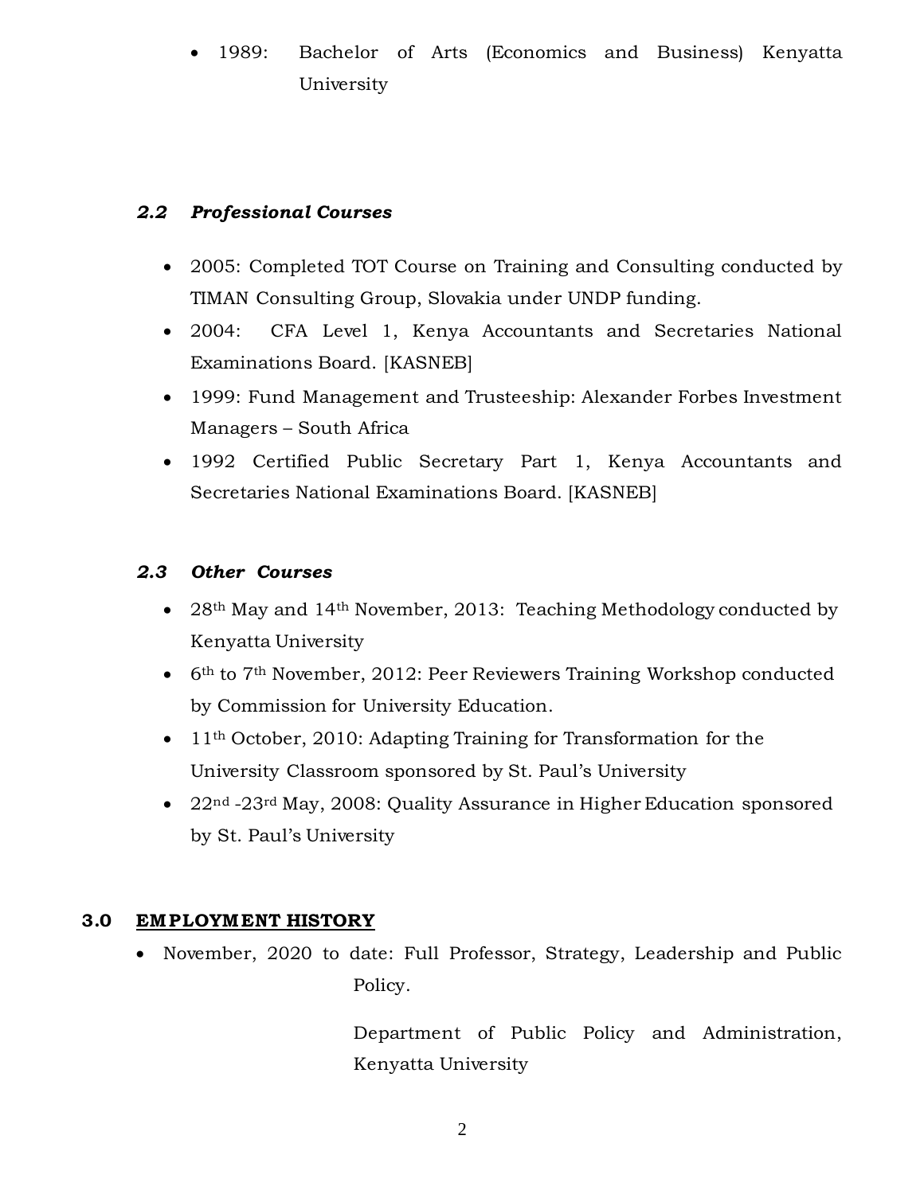- 1989: Bachelor of Arts (Economics and Business) Kenyatta University

### *2.2 Professional Courses*

- 2005: Completed TOT Course on Training and Consulting conducted by TIMAN Consulting Group, Slovakia under UNDP funding.
- 2004: CFA Level 1, Kenya Accountants and Secretaries National Examinations Board. [KASNEB]
- 1999: Fund Management and Trusteeship: Alexander Forbes Investment Managers – South Africa
- 1992 Certified Public Secretary Part 1, Kenya Accountants and Secretaries National Examinations Board. [KASNEB]

### *2.3 Other Courses*

- 28th May and 14th November, 2013: Teaching Methodology conducted by Kenyatta University
- 6th to 7th November, 2012: Peer Reviewers Training Workshop conducted by Commission for University Education.
- 11th October, 2010: Adapting Training for Transformation for the University Classroom sponsored by St. Paul's University
- 22nd -23rd May, 2008: Quality Assurance in Higher Education sponsored by St. Paul's University

## 3.0 EMPLOYMENT HISTORY

- November, 2020 to date: Full Professor, Strategy, Leadership and Public Policy.

  Department of Public Policy and Administration, Kenyatta University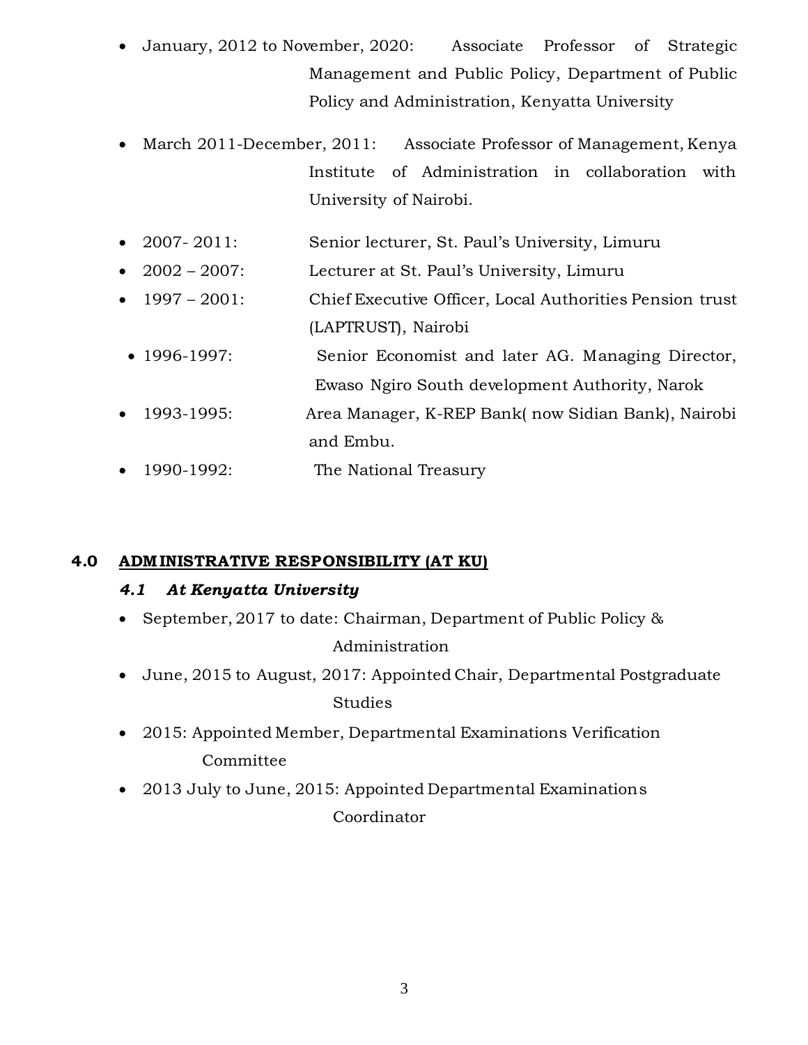- January, 2012 to November, 2020: Associate Professor of Strategic Management and Public Policy, Department of Public Policy and Administration, Kenyatta University
- March 2011-December, 2011: Associate Professor of Management, Kenya Institute of Administration in collaboration with University of Nairobi.
- 2007- 2011: Senior lecturer, St. Paul's University, Limuru
- 2002 – 2007: Lecturer at St. Paul's University, Limuru
- 1997 – 2001: Chief Executive Officer, Local Authorities Pension trust (LAPTRUST), Nairobi
- 1996-1997: Senior Economist and later AG. Managing Director, Ewaso Ngiro South development Authority, Narok
- 1993-1995: Area Manager, K-REP Bank( now Sidian Bank), Nairobi and Embu.
- 1990-1992: The National Treasury

## 4.0 ADMINISTRATIVE RESPONSIBILITY (AT KU)

### *4.1 At Kenyatta University*

- September, 2017 to date: Chairman, Department of Public Policy & Administration
- June, 2015 to August, 2017: Appointed Chair, Departmental Postgraduate Studies
- 2015: Appointed Member, Departmental Examinations Verification Committee
- 2013 July to June, 2015: Appointed Departmental Examinations Coordinator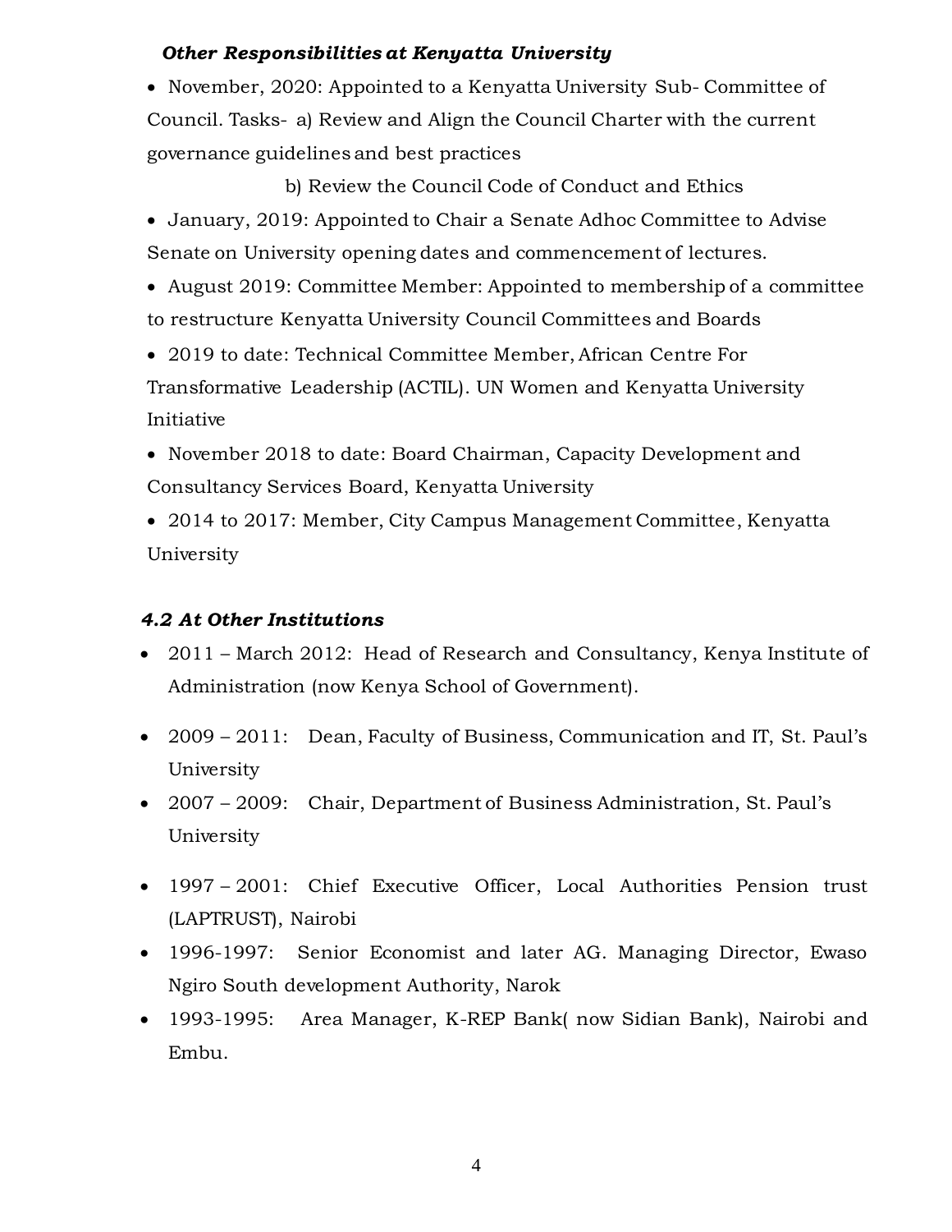### *Other Responsibilities at Kenyatta University*

- November, 2020: Appointed to a Kenyatta University Sub- Committee of Council. Tasks- a) Review and Align the Council Charter with the current governance guidelines and best practices

  b) Review the Council Code of Conduct and Ethics
- January, 2019: Appointed to Chair a Senate Adhoc Committee to Advise Senate on University opening dates and commencement of lectures.
- August 2019: Committee Member: Appointed to membership of a committee to restructure Kenyatta University Council Committees and Boards
- 2019 to date: Technical Committee Member, African Centre For Transformative Leadership (ACTIL). UN Women and Kenyatta University Initiative
- November 2018 to date: Board Chairman, Capacity Development and Consultancy Services Board, Kenyatta University
- 2014 to 2017: Member, City Campus Management Committee, Kenyatta University

### *4.2 At Other Institutions*

- 2011 – March 2012: Head of Research and Consultancy, Kenya Institute of Administration (now Kenya School of Government).
- 2009 – 2011: Dean, Faculty of Business, Communication and IT, St. Paul's University
- 2007 – 2009: Chair, Department of Business Administration, St. Paul's University
- 1997 – 2001: Chief Executive Officer, Local Authorities Pension trust (LAPTRUST), Nairobi
- 1996-1997: Senior Economist and later AG. Managing Director, Ewaso Ngiro South development Authority, Narok
- 1993-1995: Area Manager, K-REP Bank( now Sidian Bank), Nairobi and Embu.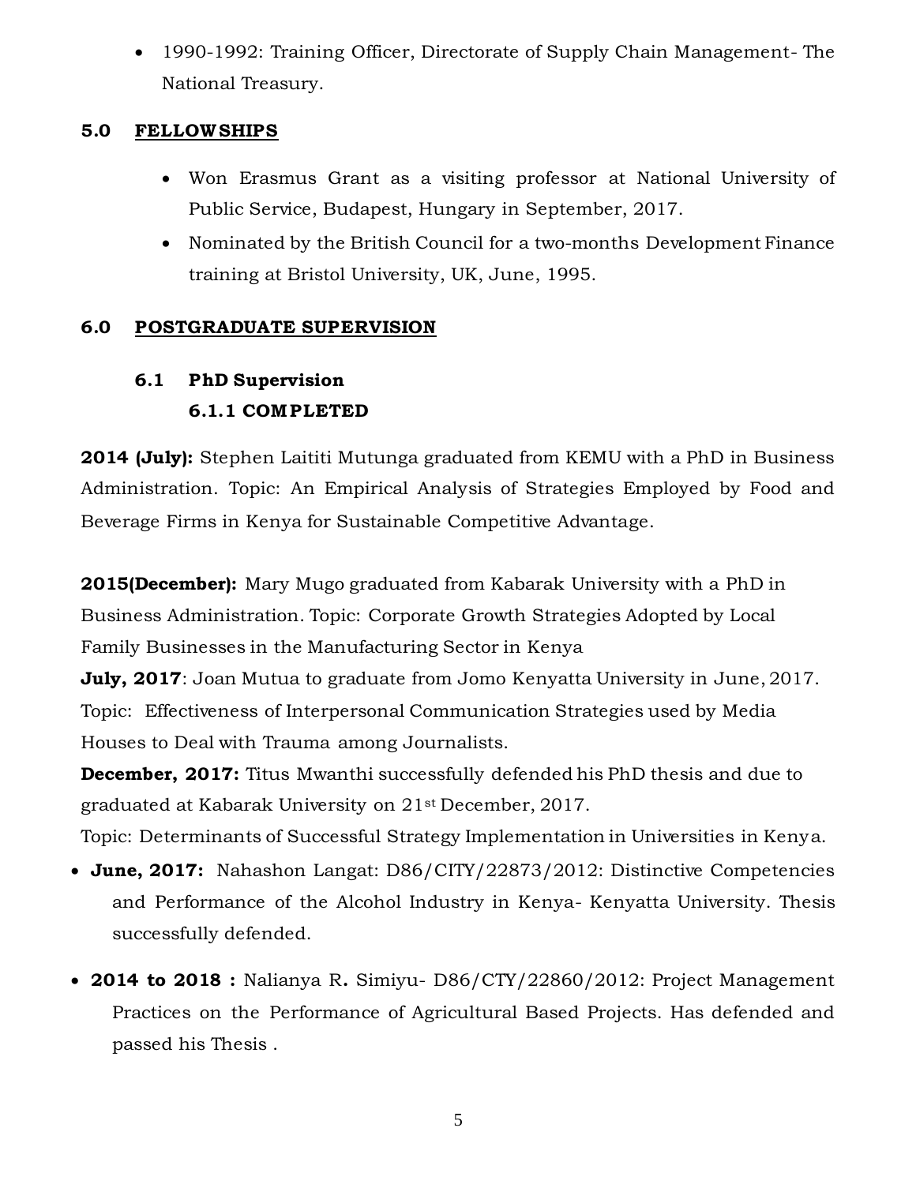- 1990-1992: Training Officer, Directorate of Supply Chain Management- The National Treasury.

## 5.0 FELLOWSHIPS

- Won Erasmus Grant as a visiting professor at National University of Public Service, Budapest, Hungary in September, 2017.
- Nominated by the British Council for a two-months Development Finance training at Bristol University, UK, June, 1995.

## 6.0 POSTGRADUATE SUPERVISION

### 6.1 PhD Supervision

#### 6.1.1 COMPLETED

**2014 (July):** Stephen Laititi Mutunga graduated from KEMU with a PhD in Business Administration. Topic: An Empirical Analysis of Strategies Employed by Food and Beverage Firms in Kenya for Sustainable Competitive Advantage.

**2015(December):** Mary Mugo graduated from Kabarak University with a PhD in Business Administration. Topic: Corporate Growth Strategies Adopted by Local Family Businesses in the Manufacturing Sector in Kenya

**July, 2017**: Joan Mutua to graduate from Jomo Kenyatta University in June, 2017. Topic: Effectiveness of Interpersonal Communication Strategies used by Media Houses to Deal with Trauma among Journalists.

**December, 2017:** Titus Mwanthi successfully defended his PhD thesis and due to graduated at Kabarak University on 21st December, 2017.

Topic: Determinants of Successful Strategy Implementation in Universities in Kenya.

- **June, 2017:** Nahashon Langat: D86/CITY/22873/2012: Distinctive Competencies and Performance of the Alcohol Industry in Kenya- Kenyatta University. Thesis successfully defended.

- **2014 to 2018 :** Nalianya R**.** Simiyu- D86/CTY/22860/2012: Project Management Practices on the Performance of Agricultural Based Projects. Has defended and passed his Thesis .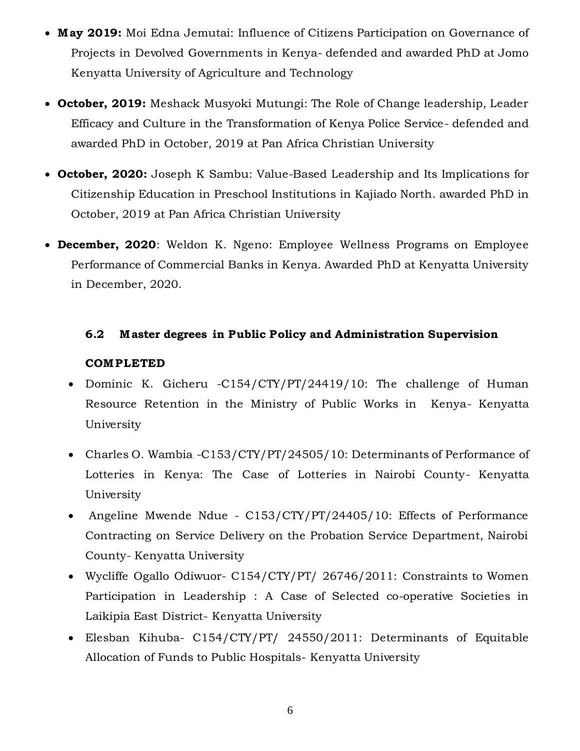- **May 2019:** Moi Edna Jemutai: Influence of Citizens Participation on Governance of Projects in Devolved Governments in Kenya- defended and awarded PhD at Jomo Kenyatta University of Agriculture and Technology

- **October, 2019:** Meshack Musyoki Mutungi: The Role of Change leadership, Leader Efficacy and Culture in the Transformation of Kenya Police Service- defended and awarded PhD in October, 2019 at Pan Africa Christian University

- **October, 2020:** Joseph K Sambu: Value-Based Leadership and Its Implications for Citizenship Education in Preschool Institutions in Kajiado North. awarded PhD in October, 2019 at Pan Africa Christian University

- **December, 2020**: Weldon K. Ngeno: Employee Wellness Programs on Employee Performance of Commercial Banks in Kenya. Awarded PhD at Kenyatta University in December, 2020.

### 6.2 Master degrees in Public Policy and Administration Supervision

**COMPLETED**

- Dominic K. Gicheru -C154/CTY/PT/24419/10: The challenge of Human Resource Retention in the Ministry of Public Works in Kenya- Kenyatta University

- Charles O. Wambia -C153/CTY/PT/24505/10: Determinants of Performance of Lotteries in Kenya: The Case of Lotteries in Nairobi County- Kenyatta University
- Angeline Mwende Ndue - C153/CTY/PT/24405/10: Effects of Performance Contracting on Service Delivery on the Probation Service Department, Nairobi County- Kenyatta University
- Wycliffe Ogallo Odiwuor- C154/CTY/PT/ 26746/2011: Constraints to Women Participation in Leadership : A Case of Selected co-operative Societies in Laikipia East District- Kenyatta University
- Elesban Kihuba- C154/CTY/PT/ 24550/2011: Determinants of Equitable Allocation of Funds to Public Hospitals- Kenyatta University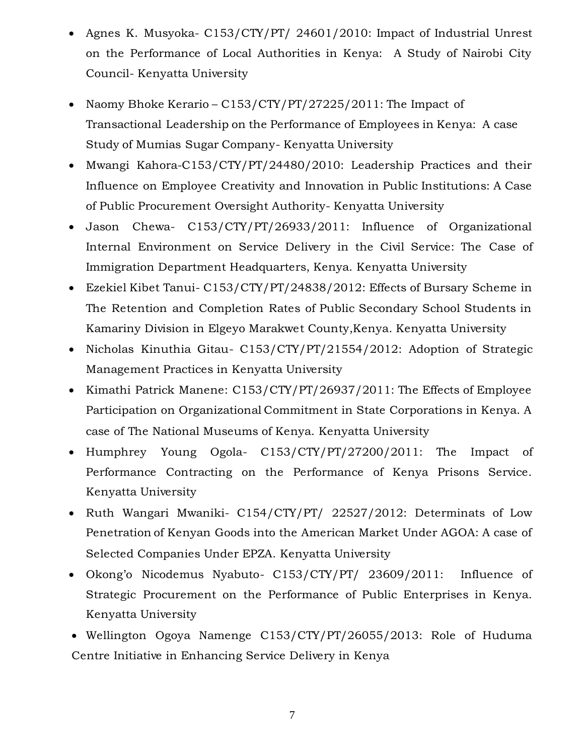- Agnes K. Musyoka- C153/CTY/PT/ 24601/2010: Impact of Industrial Unrest on the Performance of Local Authorities in Kenya: A Study of Nairobi City Council- Kenyatta University
- Naomy Bhoke Kerario – C153/CTY/PT/27225/2011: The Impact of Transactional Leadership on the Performance of Employees in Kenya: A case Study of Mumias Sugar Company- Kenyatta University
- Mwangi Kahora-C153/CTY/PT/24480/2010: Leadership Practices and their Influence on Employee Creativity and Innovation in Public Institutions: A Case of Public Procurement Oversight Authority- Kenyatta University
- Jason Chewa- C153/CTY/PT/26933/2011: Influence of Organizational Internal Environment on Service Delivery in the Civil Service: The Case of Immigration Department Headquarters, Kenya. Kenyatta University
- Ezekiel Kibet Tanui- C153/CTY/PT/24838/2012: Effects of Bursary Scheme in The Retention and Completion Rates of Public Secondary School Students in Kamariny Division in Elgeyo Marakwet County,Kenya. Kenyatta University
- Nicholas Kinuthia Gitau- C153/CTY/PT/21554/2012: Adoption of Strategic Management Practices in Kenyatta University
- Kimathi Patrick Manene: C153/CTY/PT/26937/2011: The Effects of Employee Participation on Organizational Commitment in State Corporations in Kenya. A case of The National Museums of Kenya. Kenyatta University
- Humphrey Young Ogola- C153/CTY/PT/27200/2011: The Impact of Performance Contracting on the Performance of Kenya Prisons Service. Kenyatta University
- Ruth Wangari Mwaniki- C154/CTY/PT/ 22527/2012: Determinats of Low Penetration of Kenyan Goods into the American Market Under AGOA: A case of Selected Companies Under EPZA. Kenyatta University
- Okong'o Nicodemus Nyabuto- C153/CTY/PT/ 23609/2011: Influence of Strategic Procurement on the Performance of Public Enterprises in Kenya. Kenyatta University
- Wellington Ogoya Namenge C153/CTY/PT/26055/2013: Role of Huduma Centre Initiative in Enhancing Service Delivery in Kenya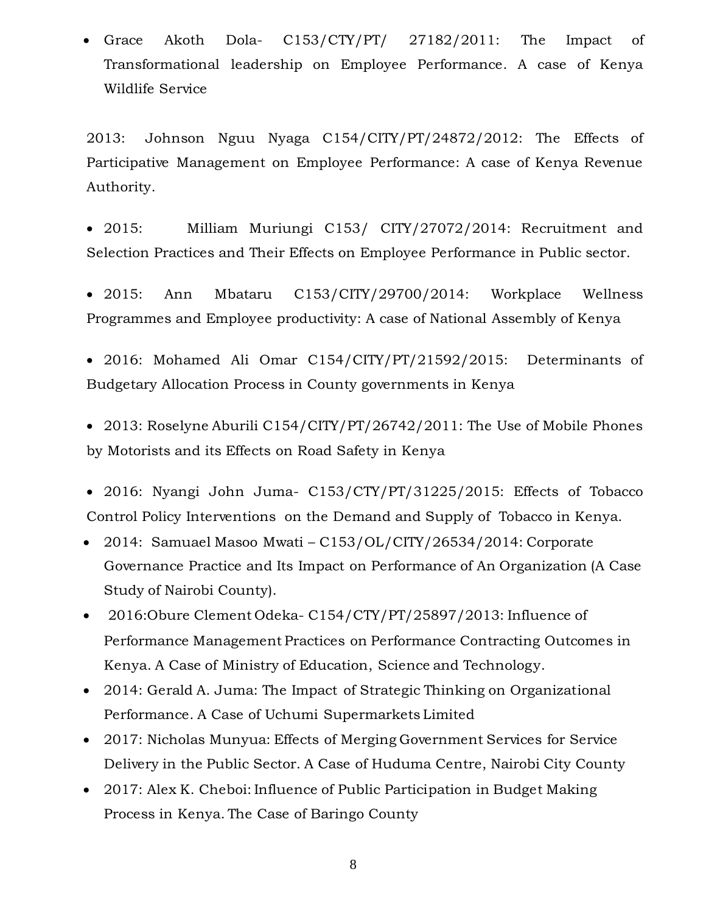- Grace Akoth Dola- C153/CTY/PT/ 27182/2011: The Impact of Transformational leadership on Employee Performance. A case of Kenya Wildlife Service

2013: Johnson Nguu Nyaga C154/CITY/PT/24872/2012: The Effects of Participative Management on Employee Performance: A case of Kenya Revenue Authority.

- 2015: Milliam Muriungi C153/ CITY/27072/2014: Recruitment and Selection Practices and Their Effects on Employee Performance in Public sector.

- 2015: Ann Mbataru C153/CITY/29700/2014: Workplace Wellness Programmes and Employee productivity: A case of National Assembly of Kenya

- 2016: Mohamed Ali Omar C154/CITY/PT/21592/2015: Determinants of Budgetary Allocation Process in County governments in Kenya

- 2013: Roselyne Aburili C154/CITY/PT/26742/2011: The Use of Mobile Phones by Motorists and its Effects on Road Safety in Kenya

- 2016: Nyangi John Juma- C153/CTY/PT/31225/2015: Effects of Tobacco Control Policy Interventions on the Demand and Supply of Tobacco in Kenya.
- 2014: Samuael Masoo Mwati – C153/OL/CITY/26534/2014: Corporate Governance Practice and Its Impact on Performance of An Organization (A Case Study of Nairobi County).
- 2016:Obure Clement Odeka- C154/CTY/PT/25897/2013: Influence of Performance Management Practices on Performance Contracting Outcomes in Kenya. A Case of Ministry of Education, Science and Technology.
- 2014: Gerald A. Juma: The Impact of Strategic Thinking on Organizational Performance. A Case of Uchumi Supermarkets Limited
- 2017: Nicholas Munyua: Effects of Merging Government Services for Service Delivery in the Public Sector. A Case of Huduma Centre, Nairobi City County
- 2017: Alex K. Cheboi: Influence of Public Participation in Budget Making Process in Kenya. The Case of Baringo County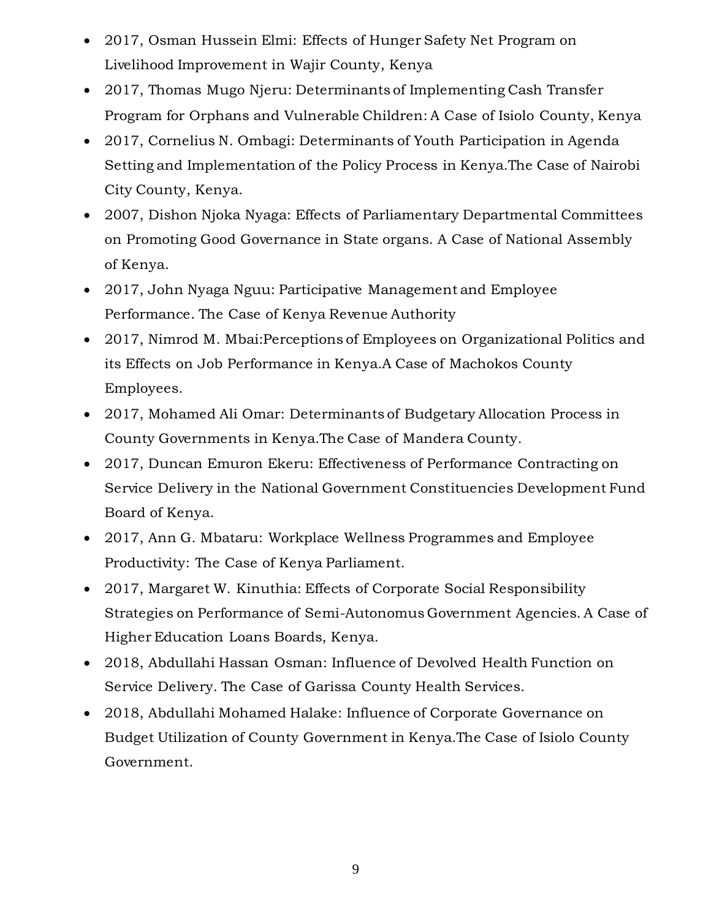- 2017, Osman Hussein Elmi: Effects of Hunger Safety Net Program on Livelihood Improvement in Wajir County, Kenya
- 2017, Thomas Mugo Njeru: Determinants of Implementing Cash Transfer Program for Orphans and Vulnerable Children: A Case of Isiolo County, Kenya
- 2017, Cornelius N. Ombagi: Determinants of Youth Participation in Agenda Setting and Implementation of the Policy Process in Kenya.The Case of Nairobi City County, Kenya.
- 2007, Dishon Njoka Nyaga: Effects of Parliamentary Departmental Committees on Promoting Good Governance in State organs. A Case of National Assembly of Kenya.
- 2017, John Nyaga Nguu: Participative Management and Employee Performance. The Case of Kenya Revenue Authority
- 2017, Nimrod M. Mbai:Perceptions of Employees on Organizational Politics and its Effects on Job Performance in Kenya.A Case of Machokos County Employees.
- 2017, Mohamed Ali Omar: Determinants of Budgetary Allocation Process in County Governments in Kenya.The Case of Mandera County.
- 2017, Duncan Emuron Ekeru: Effectiveness of Performance Contracting on Service Delivery in the National Government Constituencies Development Fund Board of Kenya.
- 2017, Ann G. Mbataru: Workplace Wellness Programmes and Employee Productivity: The Case of Kenya Parliament.
- 2017, Margaret W. Kinuthia: Effects of Corporate Social Responsibility Strategies on Performance of Semi-Autonomus Government Agencies. A Case of Higher Education Loans Boards, Kenya.
- 2018, Abdullahi Hassan Osman: Influence of Devolved Health Function on Service Delivery. The Case of Garissa County Health Services.
- 2018, Abdullahi Mohamed Halake: Influence of Corporate Governance on Budget Utilization of County Government in Kenya.The Case of Isiolo County Government.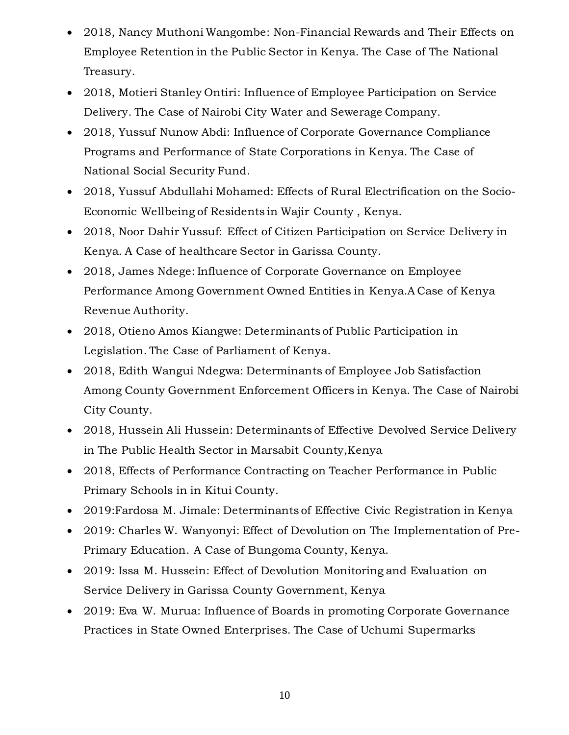- 2018, Nancy Muthoni Wangombe: Non-Financial Rewards and Their Effects on Employee Retention in the Public Sector in Kenya. The Case of The National Treasury.
- 2018, Motieri Stanley Ontiri: Influence of Employee Participation on Service Delivery. The Case of Nairobi City Water and Sewerage Company.
- 2018, Yussuf Nunow Abdi: Influence of Corporate Governance Compliance Programs and Performance of State Corporations in Kenya. The Case of National Social Security Fund.
- 2018, Yussuf Abdullahi Mohamed: Effects of Rural Electrification on the Socio-Economic Wellbeing of Residents in Wajir County , Kenya.
- 2018, Noor Dahir Yussuf: Effect of Citizen Participation on Service Delivery in Kenya. A Case of healthcare Sector in Garissa County.
- 2018, James Ndege: Influence of Corporate Governance on Employee Performance Among Government Owned Entities in Kenya.A Case of Kenya Revenue Authority.
- 2018, Otieno Amos Kiangwe: Determinants of Public Participation in Legislation. The Case of Parliament of Kenya.
- 2018, Edith Wangui Ndegwa: Determinants of Employee Job Satisfaction Among County Government Enforcement Officers in Kenya. The Case of Nairobi City County.
- 2018, Hussein Ali Hussein: Determinants of Effective Devolved Service Delivery in The Public Health Sector in Marsabit County,Kenya
- 2018, Effects of Performance Contracting on Teacher Performance in Public Primary Schools in in Kitui County.
- 2019:Fardosa M. Jimale: Determinants of Effective Civic Registration in Kenya
- 2019: Charles W. Wanyonyi: Effect of Devolution on The Implementation of Pre-Primary Education. A Case of Bungoma County, Kenya.
- 2019: Issa M. Hussein: Effect of Devolution Monitoring and Evaluation on Service Delivery in Garissa County Government, Kenya
- 2019: Eva W. Murua: Influence of Boards in promoting Corporate Governance Practices in State Owned Enterprises. The Case of Uchumi Supermarks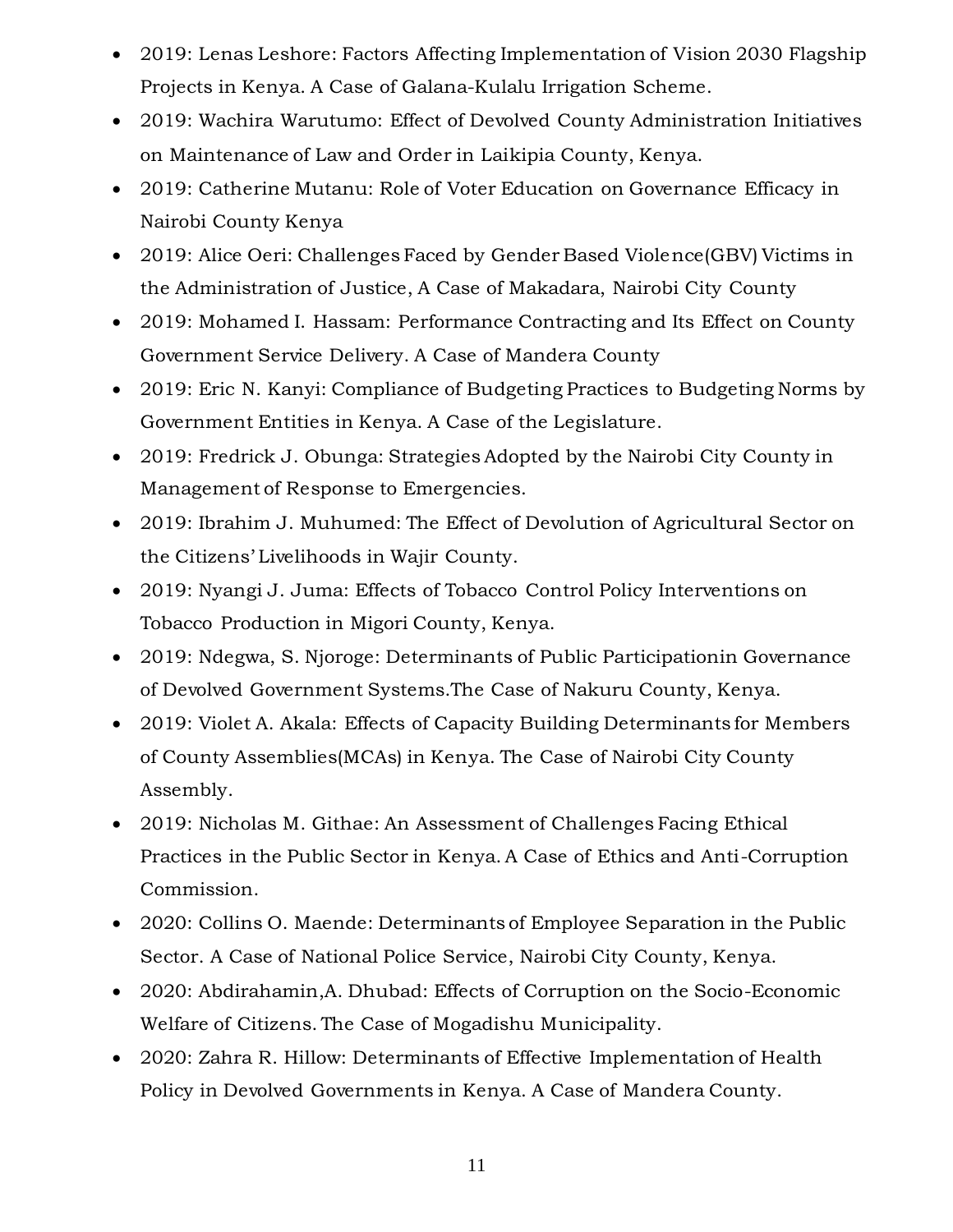- 2019: Lenas Leshore: Factors Affecting Implementation of Vision 2030 Flagship Projects in Kenya. A Case of Galana-Kulalu Irrigation Scheme.
- 2019: Wachira Warutumo: Effect of Devolved County Administration Initiatives on Maintenance of Law and Order in Laikipia County, Kenya.
- 2019: Catherine Mutanu: Role of Voter Education on Governance Efficacy in Nairobi County Kenya
- 2019: Alice Oeri: Challenges Faced by Gender Based Violence(GBV) Victims in the Administration of Justice, A Case of Makadara, Nairobi City County
- 2019: Mohamed I. Hassam: Performance Contracting and Its Effect on County Government Service Delivery. A Case of Mandera County
- 2019: Eric N. Kanyi: Compliance of Budgeting Practices to Budgeting Norms by Government Entities in Kenya. A Case of the Legislature.
- 2019: Fredrick J. Obunga: Strategies Adopted by the Nairobi City County in Management of Response to Emergencies.
- 2019: Ibrahim J. Muhumed: The Effect of Devolution of Agricultural Sector on the Citizens' Livelihoods in Wajir County.
- 2019: Nyangi J. Juma: Effects of Tobacco Control Policy Interventions on Tobacco Production in Migori County, Kenya.
- 2019: Ndegwa, S. Njoroge: Determinants of Public Participationin Governance of Devolved Government Systems.The Case of Nakuru County, Kenya.
- 2019: Violet A. Akala: Effects of Capacity Building Determinants for Members of County Assemblies(MCAs) in Kenya. The Case of Nairobi City County Assembly.
- 2019: Nicholas M. Githae: An Assessment of Challenges Facing Ethical Practices in the Public Sector in Kenya. A Case of Ethics and Anti-Corruption Commission.
- 2020: Collins O. Maende: Determinants of Employee Separation in the Public Sector. A Case of National Police Service, Nairobi City County, Kenya.
- 2020: Abdirahamin,A. Dhubad: Effects of Corruption on the Socio-Economic Welfare of Citizens. The Case of Mogadishu Municipality.
- 2020: Zahra R. Hillow: Determinants of Effective Implementation of Health Policy in Devolved Governments in Kenya. A Case of Mandera County.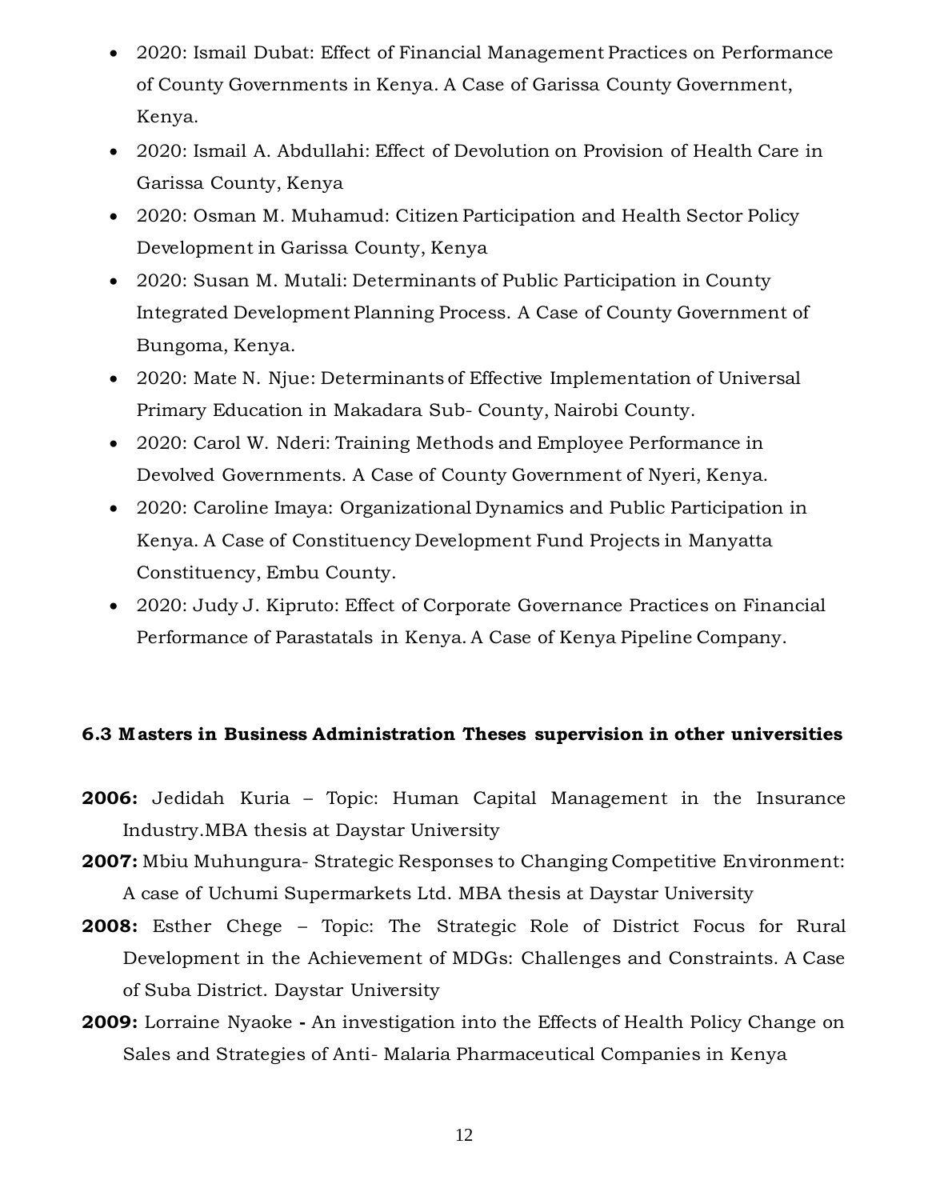- 2020: Ismail Dubat: Effect of Financial Management Practices on Performance of County Governments in Kenya. A Case of Garissa County Government, Kenya.
- 2020: Ismail A. Abdullahi: Effect of Devolution on Provision of Health Care in Garissa County, Kenya
- 2020: Osman M. Muhamud: Citizen Participation and Health Sector Policy Development in Garissa County, Kenya
- 2020: Susan M. Mutali: Determinants of Public Participation in County Integrated Development Planning Process. A Case of County Government of Bungoma, Kenya.
- 2020: Mate N. Njue: Determinants of Effective Implementation of Universal Primary Education in Makadara Sub- County, Nairobi County.
- 2020: Carol W. Nderi: Training Methods and Employee Performance in Devolved Governments. A Case of County Government of Nyeri, Kenya.
- 2020: Caroline Imaya: Organizational Dynamics and Public Participation in Kenya. A Case of Constituency Development Fund Projects in Manyatta Constituency, Embu County.
- 2020: Judy J. Kipruto: Effect of Corporate Governance Practices on Financial Performance of Parastatals in Kenya. A Case of Kenya Pipeline Company.

### 6.3 Masters in Business Administration Theses supervision in other universities

**2006:** Jedidah Kuria – Topic: Human Capital Management in the Insurance Industry.MBA thesis at Daystar University

**2007:** Mbiu Muhungura- Strategic Responses to Changing Competitive Environment: A case of Uchumi Supermarkets Ltd. MBA thesis at Daystar University

**2008:** Esther Chege – Topic: The Strategic Role of District Focus for Rural Development in the Achievement of MDGs: Challenges and Constraints. A Case of Suba District. Daystar University

**2009:** Lorraine Nyaoke **-** An investigation into the Effects of Health Policy Change on Sales and Strategies of Anti- Malaria Pharmaceutical Companies in Kenya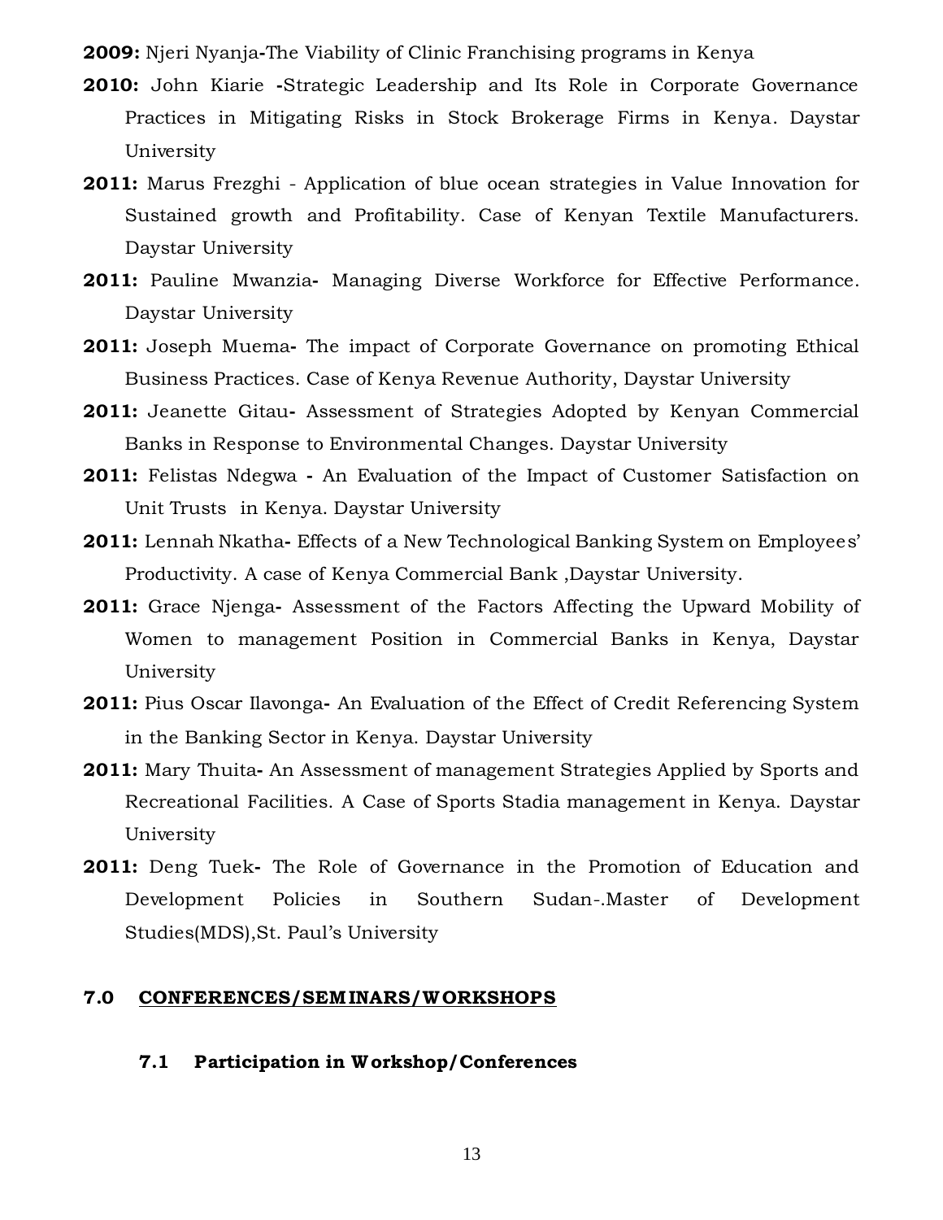**2009:** Njeri Nyanja-The Viability of Clinic Franchising programs in Kenya

**2010:** John Kiarie -Strategic Leadership and Its Role in Corporate Governance Practices in Mitigating Risks in Stock Brokerage Firms in Kenya. Daystar University

**2011:** Marus Frezghi - Application of blue ocean strategies in Value Innovation for Sustained growth and Profitability. Case of Kenyan Textile Manufacturers. Daystar University

**2011:** Pauline Mwanzia- Managing Diverse Workforce for Effective Performance. Daystar University

**2011:** Joseph Muema- The impact of Corporate Governance on promoting Ethical Business Practices. Case of Kenya Revenue Authority, Daystar University

**2011:** Jeanette Gitau- Assessment of Strategies Adopted by Kenyan Commercial Banks in Response to Environmental Changes. Daystar University

**2011:** Felistas Ndegwa - An Evaluation of the Impact of Customer Satisfaction on Unit Trusts in Kenya. Daystar University

**2011:** Lennah Nkatha- Effects of a New Technological Banking System on Employees' Productivity. A case of Kenya Commercial Bank ,Daystar University.

**2011:** Grace Njenga- Assessment of the Factors Affecting the Upward Mobility of Women to management Position in Commercial Banks in Kenya, Daystar University

**2011:** Pius Oscar Ilavonga- An Evaluation of the Effect of Credit Referencing System in the Banking Sector in Kenya. Daystar University

**2011:** Mary Thuita- An Assessment of management Strategies Applied by Sports and Recreational Facilities. A Case of Sports Stadia management in Kenya. Daystar University

**2011:** Deng Tuek- The Role of Governance in the Promotion of Education and Development Policies in Southern Sudan-.Master of Development Studies(MDS),St. Paul's University

## 7.0 CONFERENCES/SEMINARS/WORKSHOPS

### 7.1 Participation in Workshop/Conferences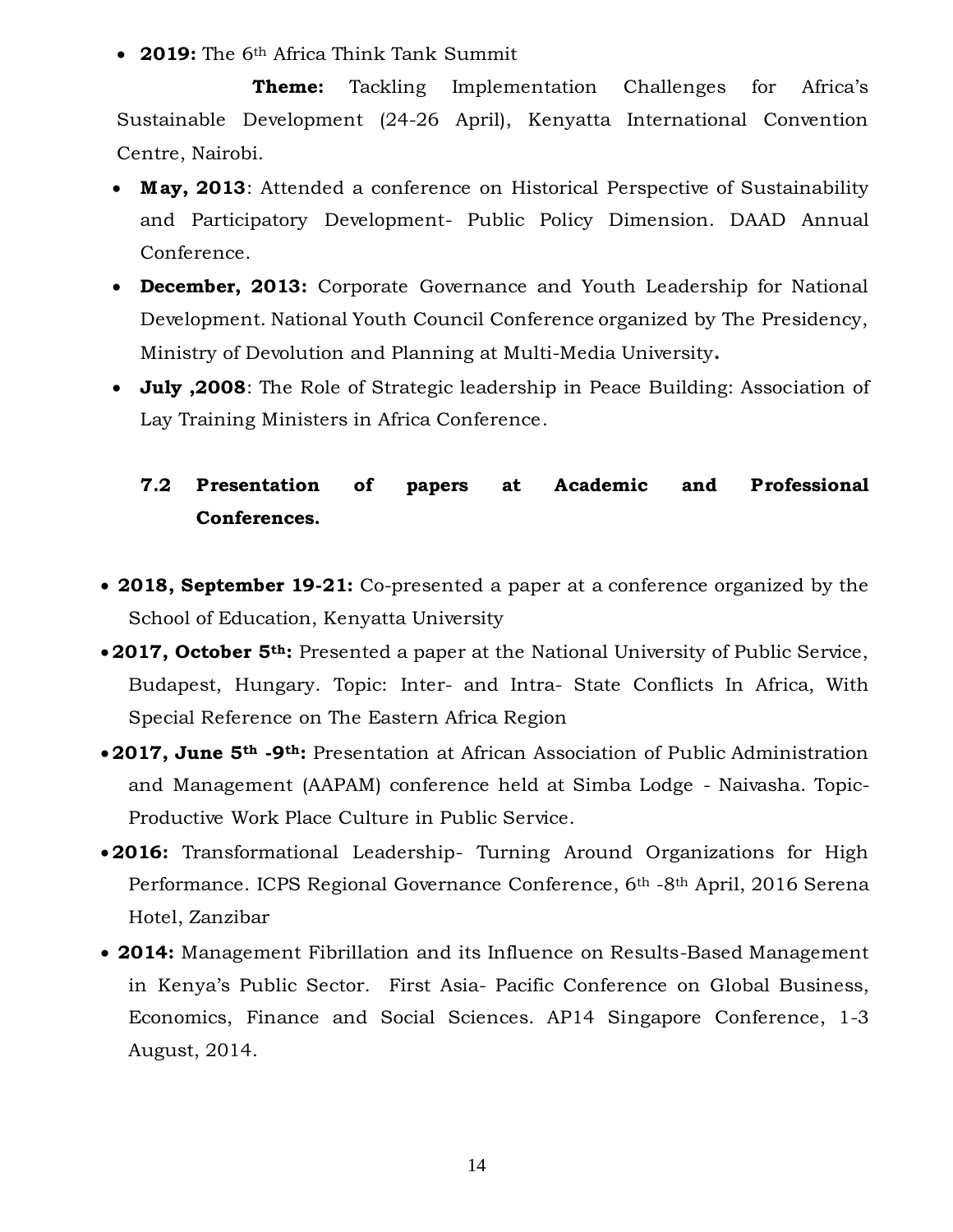- **2019:** The 6th Africa Think Tank Summit

  **Theme:** Tackling Implementation Challenges for Africa's Sustainable Development (24-26 April), Kenyatta International Convention Centre, Nairobi.

- **May, 2013**: Attended a conference on Historical Perspective of Sustainability and Participatory Development- Public Policy Dimension. DAAD Annual Conference.
- **December, 2013:** Corporate Governance and Youth Leadership for National Development. National Youth Council Conference organized by The Presidency, Ministry of Devolution and Planning at Multi-Media University**.**
- **July ,2008**: The Role of Strategic leadership in Peace Building: Association of Lay Training Ministers in Africa Conference.

### 7.2 Presentation of papers at Academic and Professional Conferences.

- **2018, September 19-21:** Co-presented a paper at a conference organized by the School of Education, Kenyatta University
- **2017, October 5th:** Presented a paper at the National University of Public Service, Budapest, Hungary. Topic: Inter- and Intra- State Conflicts In Africa, With Special Reference on The Eastern Africa Region
- **2017, June 5th -9th:** Presentation at African Association of Public Administration and Management (AAPAM) conference held at Simba Lodge - Naivasha. Topic- Productive Work Place Culture in Public Service.
- **2016:** Transformational Leadership- Turning Around Organizations for High Performance. ICPS Regional Governance Conference, 6th -8th April, 2016 Serena Hotel, Zanzibar
- **2014:** Management Fibrillation and its Influence on Results-Based Management in Kenya's Public Sector. First Asia- Pacific Conference on Global Business, Economics, Finance and Social Sciences. AP14 Singapore Conference, 1-3 August, 2014.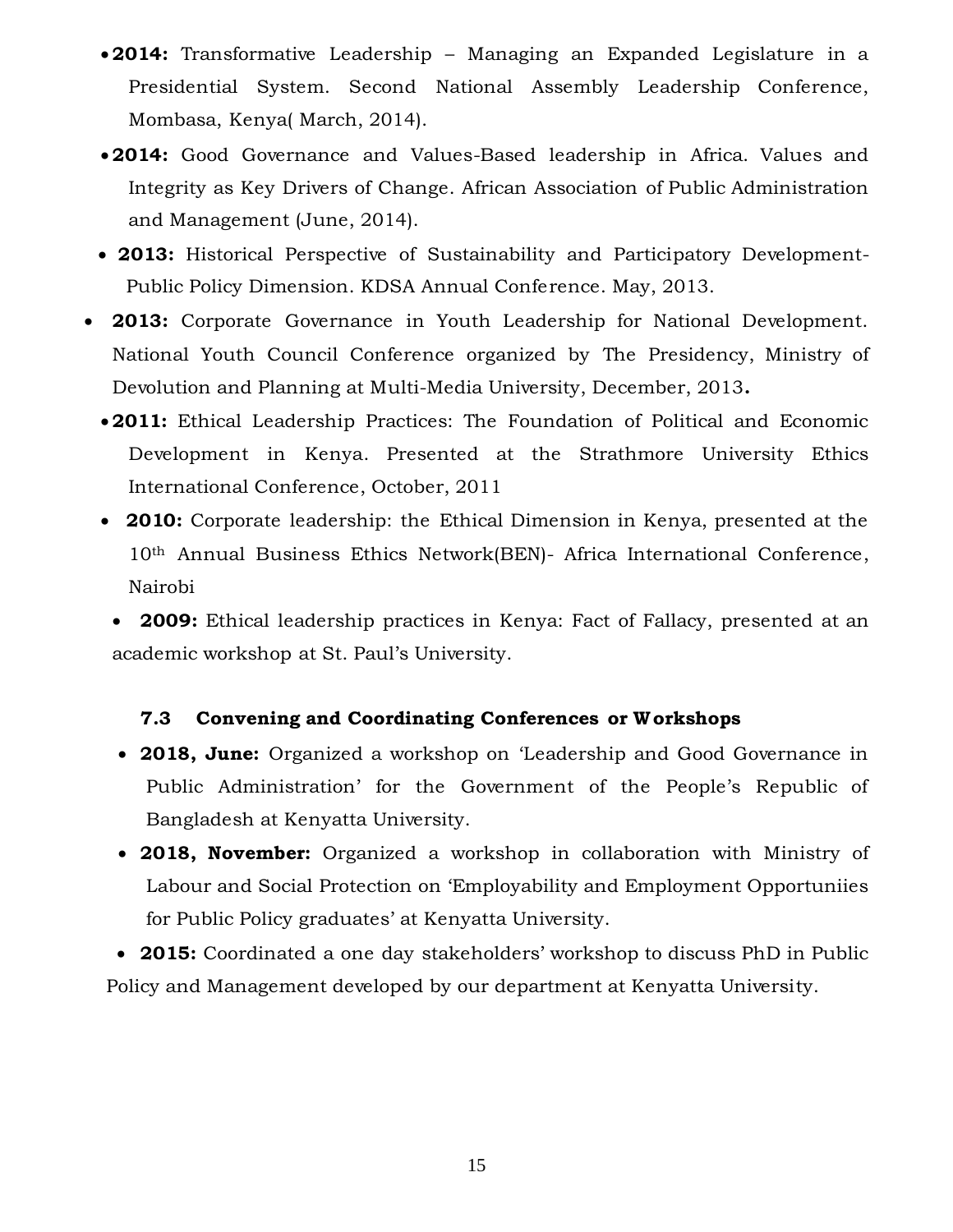- **2014:** Transformative Leadership – Managing an Expanded Legislature in a Presidential System. Second National Assembly Leadership Conference, Mombasa, Kenya( March, 2014).
- **2014:** Good Governance and Values-Based leadership in Africa. Values and Integrity as Key Drivers of Change. African Association of Public Administration and Management (June, 2014).
- **2013:** Historical Perspective of Sustainability and Participatory Development-Public Policy Dimension. KDSA Annual Conference. May, 2013.
- **2013:** Corporate Governance in Youth Leadership for National Development. National Youth Council Conference organized by The Presidency, Ministry of Devolution and Planning at Multi-Media University, December, 2013**.**
- **2011:** Ethical Leadership Practices: The Foundation of Political and Economic Development in Kenya. Presented at the Strathmore University Ethics International Conference, October, 2011
- **2010:** Corporate leadership: the Ethical Dimension in Kenya, presented at the 10th Annual Business Ethics Network(BEN)- Africa International Conference, Nairobi
- **2009:** Ethical leadership practices in Kenya: Fact of Fallacy, presented at an academic workshop at St. Paul's University.

### 7.3 Convening and Coordinating Conferences or Workshops

- **2018, June:** Organized a workshop on 'Leadership and Good Governance in Public Administration' for the Government of the People's Republic of Bangladesh at Kenyatta University.
- **2018, November:** Organized a workshop in collaboration with Ministry of Labour and Social Protection on 'Employability and Employment Opportuniies for Public Policy graduates' at Kenyatta University.
- **2015:** Coordinated a one day stakeholders' workshop to discuss PhD in Public Policy and Management developed by our department at Kenyatta University.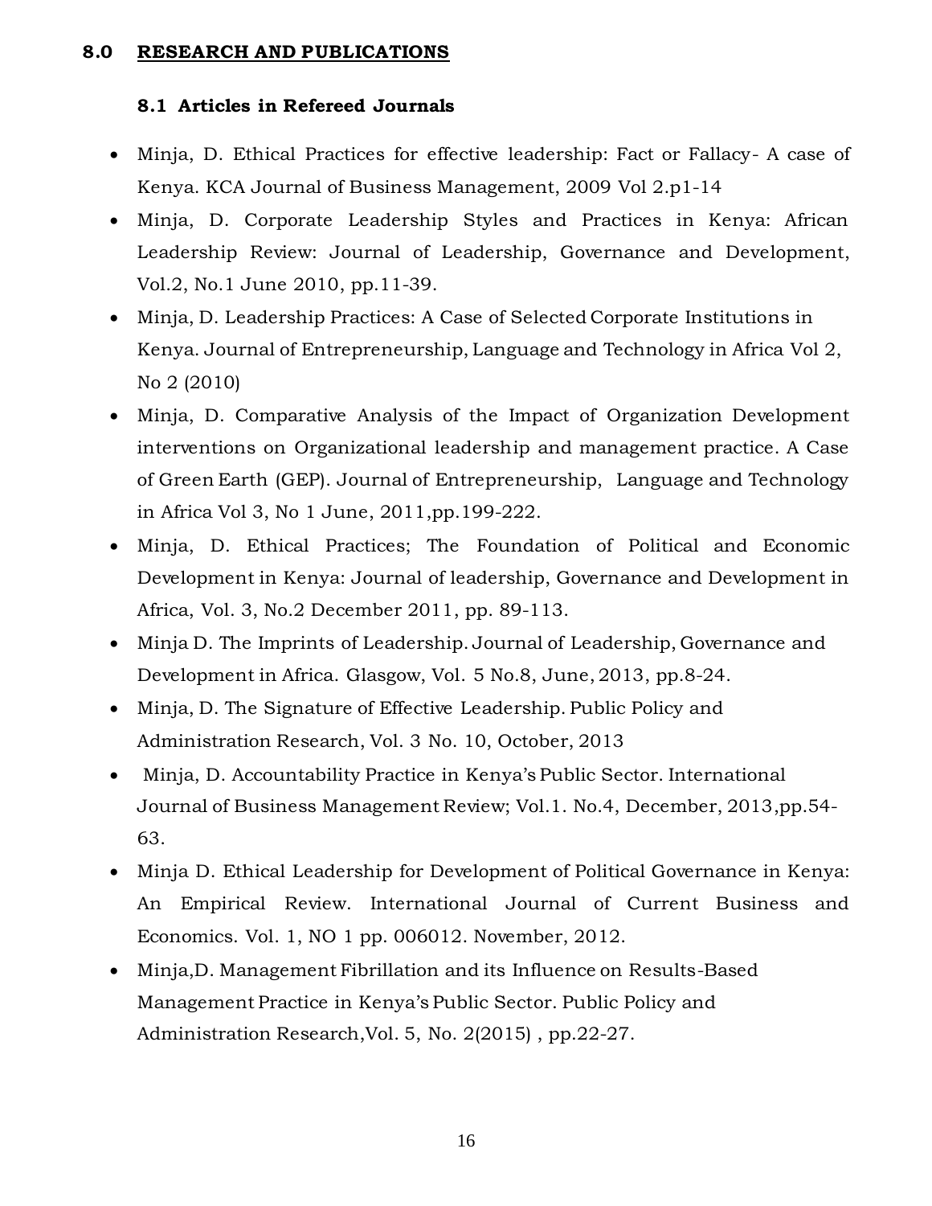## 8.0 RESEARCH AND PUBLICATIONS

### 8.1 Articles in Refereed Journals

- Minja, D. Ethical Practices for effective leadership: Fact or Fallacy- A case of Kenya. KCA Journal of Business Management, 2009 Vol 2.p1-14
- Minja, D. Corporate Leadership Styles and Practices in Kenya: African Leadership Review: Journal of Leadership, Governance and Development, Vol.2, No.1 June 2010, pp.11-39.
- Minja, D. Leadership Practices: A Case of Selected Corporate Institutions in Kenya. Journal of Entrepreneurship, Language and Technology in Africa Vol 2, No 2 (2010)
- Minja, D. Comparative Analysis of the Impact of Organization Development interventions on Organizational leadership and management practice. A Case of Green Earth (GEP). Journal of Entrepreneurship, Language and Technology in Africa Vol 3, No 1 June, 2011,pp.199-222.
- Minja, D. Ethical Practices; The Foundation of Political and Economic Development in Kenya: Journal of leadership, Governance and Development in Africa, Vol. 3, No.2 December 2011, pp. 89-113.
- Minja D. The Imprints of Leadership. Journal of Leadership, Governance and Development in Africa. Glasgow, Vol. 5 No.8, June, 2013, pp.8-24.
- Minja, D. The Signature of Effective Leadership. Public Policy and Administration Research, Vol. 3 No. 10, October, 2013
- Minja, D. Accountability Practice in Kenya's Public Sector. International Journal of Business Management Review; Vol.1. No.4, December, 2013,pp.54-63.
- Minja D. Ethical Leadership for Development of Political Governance in Kenya: An Empirical Review. International Journal of Current Business and Economics. Vol. 1, NO 1 pp. 006012. November, 2012.
- Minja,D. Management Fibrillation and its Influence on Results-Based Management Practice in Kenya's Public Sector. Public Policy and Administration Research,Vol. 5, No. 2(2015) , pp.22-27.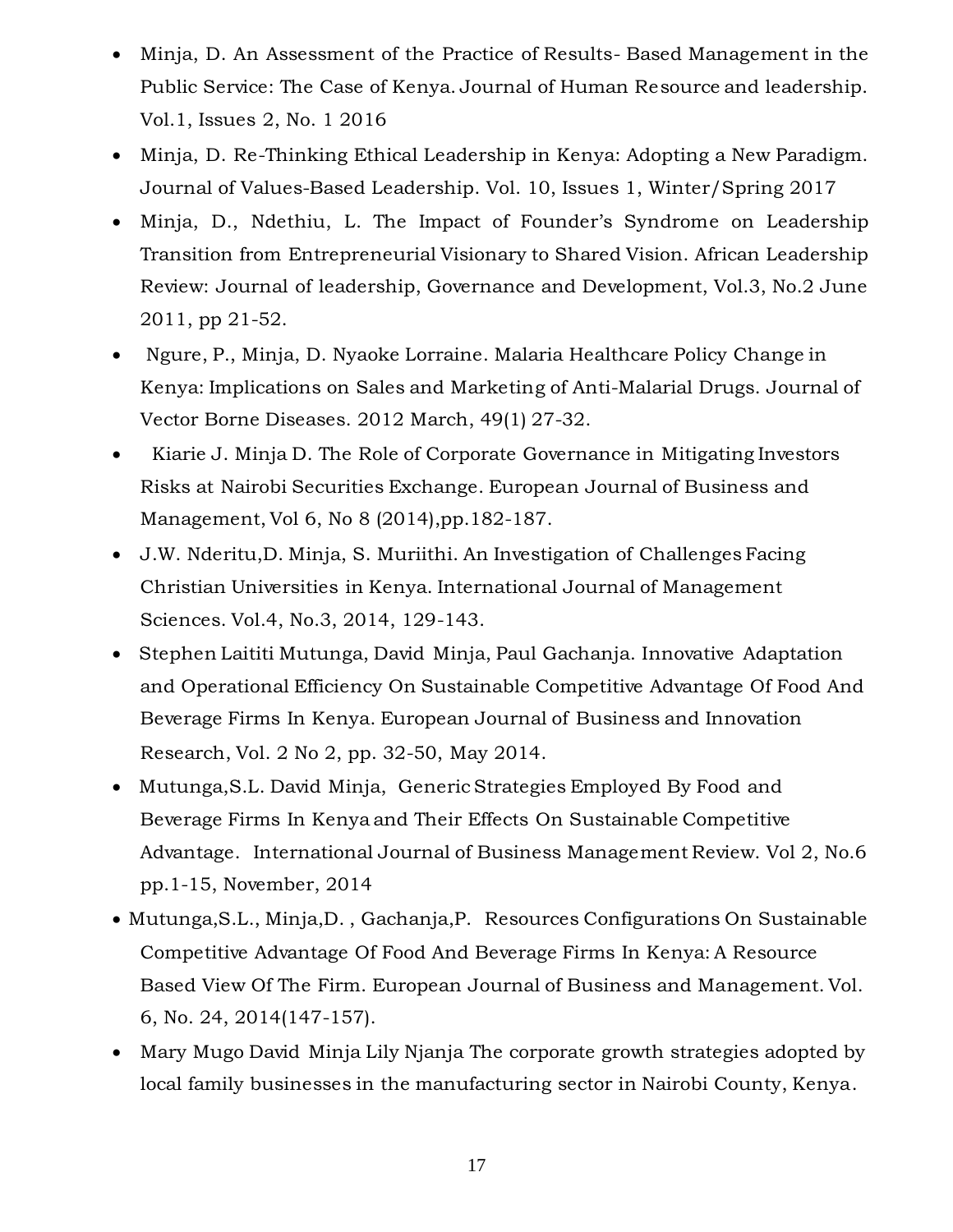- Minja, D. An Assessment of the Practice of Results- Based Management in the Public Service: The Case of Kenya. Journal of Human Resource and leadership. Vol.1, Issues 2, No. 1 2016
- Minja, D. Re-Thinking Ethical Leadership in Kenya: Adopting a New Paradigm. Journal of Values-Based Leadership. Vol. 10, Issues 1, Winter/Spring 2017
- Minja, D., Ndethiu, L. The Impact of Founder's Syndrome on Leadership Transition from Entrepreneurial Visionary to Shared Vision. African Leadership Review: Journal of leadership, Governance and Development, Vol.3, No.2 June 2011, pp 21-52.
- Ngure, P., Minja, D. Nyaoke Lorraine. Malaria Healthcare Policy Change in Kenya: Implications on Sales and Marketing of Anti-Malarial Drugs. Journal of Vector Borne Diseases. 2012 March, 49(1) 27-32.
- Kiarie J. Minja D. The Role of Corporate Governance in Mitigating Investors Risks at Nairobi Securities Exchange. European Journal of Business and Management, Vol 6, No 8 (2014),pp.182-187.
- J.W. Nderitu,D. Minja, S. Muriithi. An Investigation of Challenges Facing Christian Universities in Kenya. International Journal of Management Sciences. Vol.4, No.3, 2014, 129-143.
- Stephen Laititi Mutunga, David Minja, Paul Gachanja. Innovative Adaptation and Operational Efficiency On Sustainable Competitive Advantage Of Food And Beverage Firms In Kenya. European Journal of Business and Innovation Research, Vol. 2 No 2, pp. 32-50, May 2014.
- Mutunga,S.L. David Minja, Generic Strategies Employed By Food and Beverage Firms In Kenya and Their Effects On Sustainable Competitive Advantage. International Journal of Business Management Review. Vol 2, No.6 pp.1-15, November, 2014
- Mutunga,S.L., Minja,D. , Gachanja,P. Resources Configurations On Sustainable Competitive Advantage Of Food And Beverage Firms In Kenya: A Resource Based View Of The Firm. European Journal of Business and Management. Vol. 6, No. 24, 2014(147-157).
- Mary Mugo David Minja Lily Njanja The corporate growth strategies adopted by local family businesses in the manufacturing sector in Nairobi County, Kenya.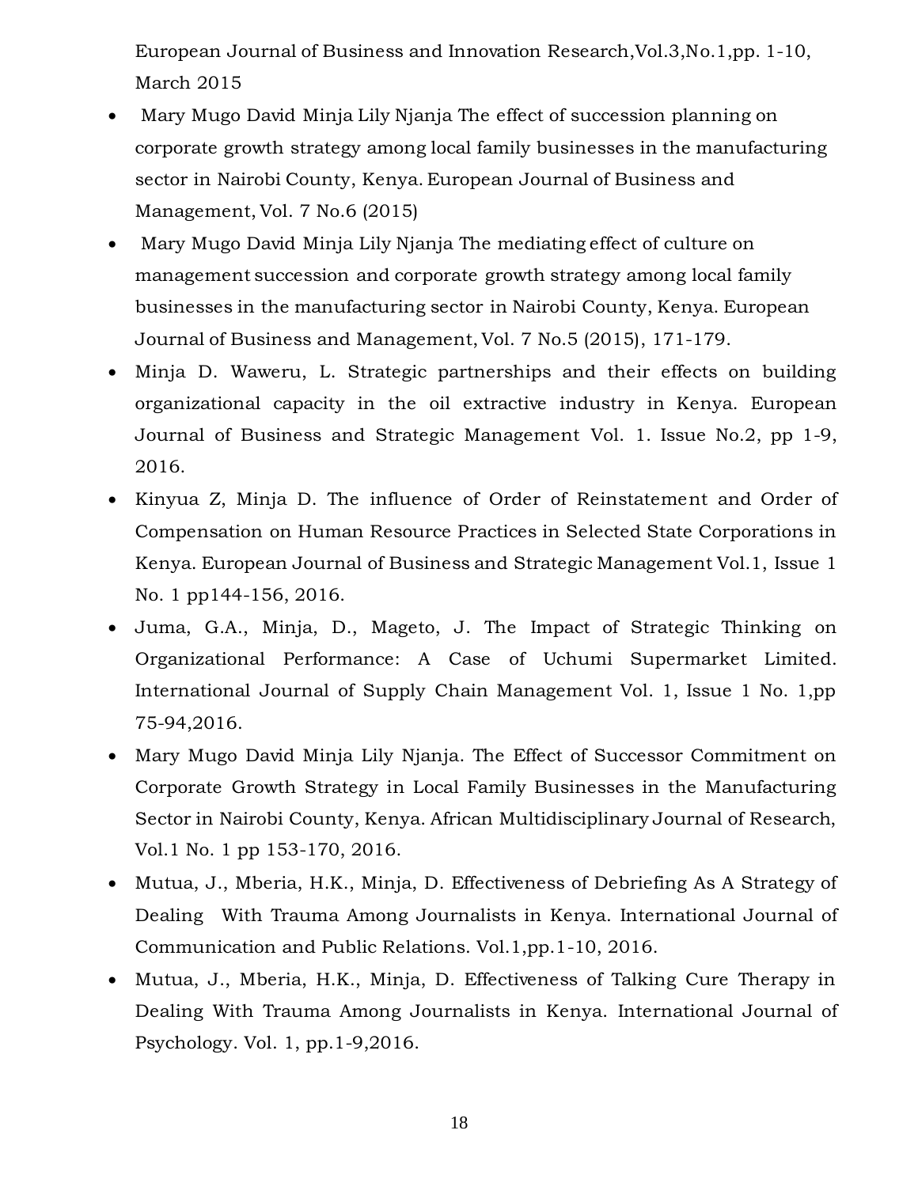European Journal of Business and Innovation Research,Vol.3,No.1,pp. 1-10, March 2015

- Mary Mugo David Minja Lily Njanja The effect of succession planning on corporate growth strategy among local family businesses in the manufacturing sector in Nairobi County, Kenya. European Journal of Business and Management, Vol. 7 No.6 (2015)
- Mary Mugo David Minja Lily Njanja The mediating effect of culture on management succession and corporate growth strategy among local family businesses in the manufacturing sector in Nairobi County, Kenya. European Journal of Business and Management, Vol. 7 No.5 (2015), 171-179.
- Minja D. Waweru, L. Strategic partnerships and their effects on building organizational capacity in the oil extractive industry in Kenya. European Journal of Business and Strategic Management Vol. 1. Issue No.2, pp 1-9, 2016.
- Kinyua Z, Minja D. The influence of Order of Reinstatement and Order of Compensation on Human Resource Practices in Selected State Corporations in Kenya. European Journal of Business and Strategic Management Vol.1, Issue 1 No. 1 pp144-156, 2016.
- Juma, G.A., Minja, D., Mageto, J. The Impact of Strategic Thinking on Organizational Performance: A Case of Uchumi Supermarket Limited. International Journal of Supply Chain Management Vol. 1, Issue 1 No. 1,pp 75-94,2016.
- Mary Mugo David Minja Lily Njanja. The Effect of Successor Commitment on Corporate Growth Strategy in Local Family Businesses in the Manufacturing Sector in Nairobi County, Kenya. African Multidisciplinary Journal of Research, Vol.1 No. 1 pp 153-170, 2016.
- Mutua, J., Mberia, H.K., Minja, D. Effectiveness of Debriefing As A Strategy of Dealing With Trauma Among Journalists in Kenya. International Journal of Communication and Public Relations. Vol.1,pp.1-10, 2016.
- Mutua, J., Mberia, H.K., Minja, D. Effectiveness of Talking Cure Therapy in Dealing With Trauma Among Journalists in Kenya. International Journal of Psychology. Vol. 1, pp.1-9,2016.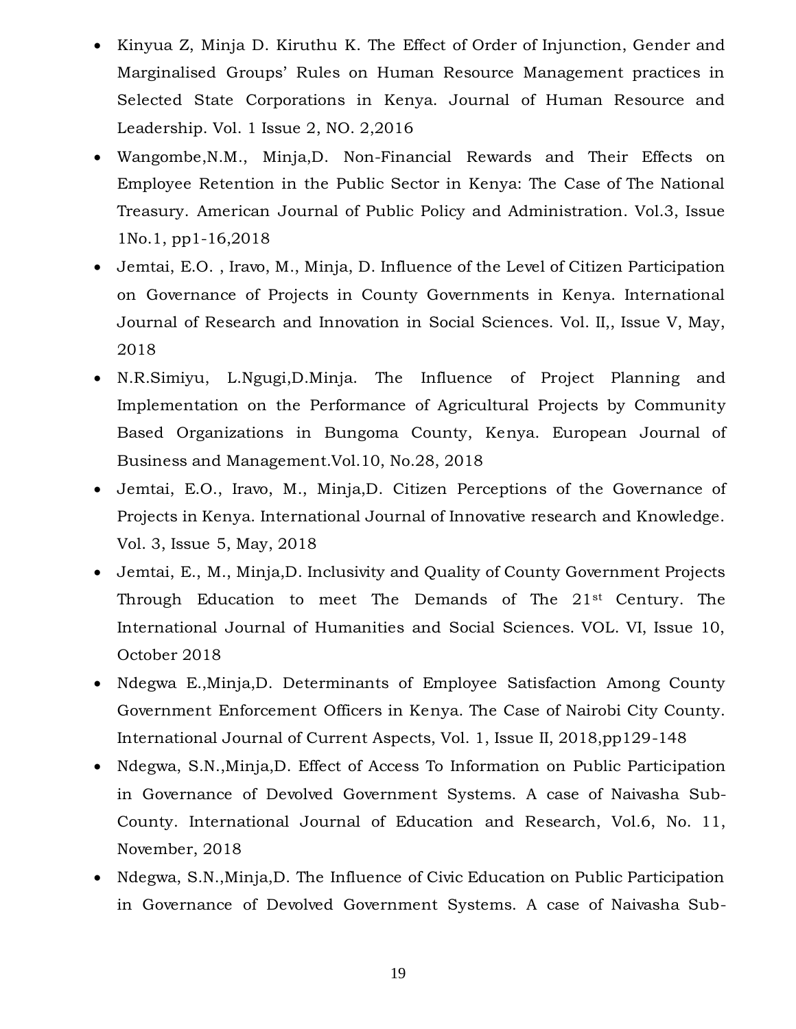- Kinyua Z, Minja D. Kiruthu K. The Effect of Order of Injunction, Gender and Marginalised Groups' Rules on Human Resource Management practices in Selected State Corporations in Kenya. Journal of Human Resource and Leadership. Vol. 1 Issue 2, NO. 2,2016
- Wangombe,N.M., Minja,D. Non-Financial Rewards and Their Effects on Employee Retention in the Public Sector in Kenya: The Case of The National Treasury. American Journal of Public Policy and Administration. Vol.3, Issue 1No.1, pp1-16,2018
- Jemtai, E.O. , Iravo, M., Minja, D. Influence of the Level of Citizen Participation on Governance of Projects in County Governments in Kenya. International Journal of Research and Innovation in Social Sciences. Vol. II,, Issue V, May, 2018
- N.R.Simiyu, L.Ngugi,D.Minja. The Influence of Project Planning and Implementation on the Performance of Agricultural Projects by Community Based Organizations in Bungoma County, Kenya. European Journal of Business and Management.Vol.10, No.28, 2018
- Jemtai, E.O., Iravo, M., Minja,D. Citizen Perceptions of the Governance of Projects in Kenya. International Journal of Innovative research and Knowledge. Vol. 3, Issue 5, May, 2018
- Jemtai, E., M., Minja,D. Inclusivity and Quality of County Government Projects Through Education to meet The Demands of The 21st Century. The International Journal of Humanities and Social Sciences. VOL. VI, Issue 10, October 2018
- Ndegwa E.,Minja,D. Determinants of Employee Satisfaction Among County Government Enforcement Officers in Kenya. The Case of Nairobi City County. International Journal of Current Aspects, Vol. 1, Issue II, 2018,pp129-148
- Ndegwa, S.N.,Minja,D. Effect of Access To Information on Public Participation in Governance of Devolved Government Systems. A case of Naivasha Sub-County. International Journal of Education and Research, Vol.6, No. 11, November, 2018
- Ndegwa, S.N.,Minja,D. The Influence of Civic Education on Public Participation in Governance of Devolved Government Systems. A case of Naivasha Sub-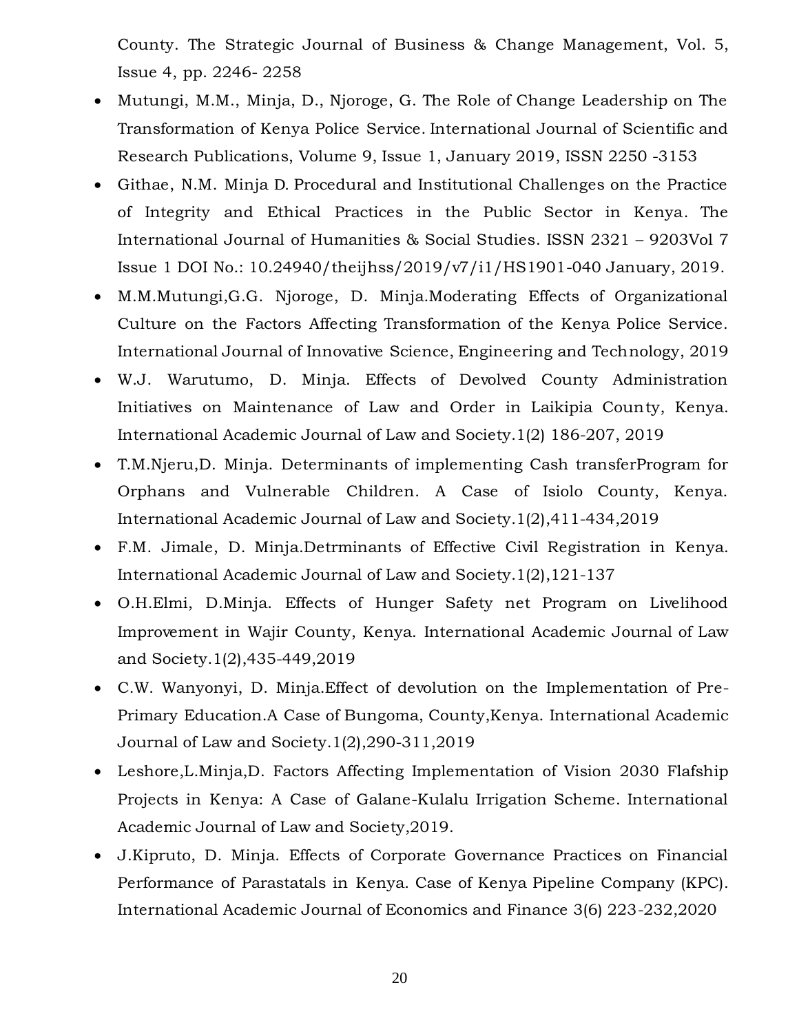County. The Strategic Journal of Business & Change Management, Vol. 5, Issue 4, pp. 2246- 2258

- Mutungi, M.M., Minja, D., Njoroge, G. The Role of Change Leadership on The Transformation of Kenya Police Service. International Journal of Scientific and Research Publications, Volume 9, Issue 1, January 2019, ISSN 2250 -3153
- Githae, N.M. Minja D. Procedural and Institutional Challenges on the Practice of Integrity and Ethical Practices in the Public Sector in Kenya. The International Journal of Humanities & Social Studies. ISSN 2321 – 9203Vol 7 Issue 1 DOI No.: 10.24940/theijhss/2019/v7/i1/HS1901-040 January, 2019.
- M.M.Mutungi,G.G. Njoroge, D. Minja.Moderating Effects of Organizational Culture on the Factors Affecting Transformation of the Kenya Police Service. International Journal of Innovative Science, Engineering and Technology, 2019
- W.J. Warutumo, D. Minja. Effects of Devolved County Administration Initiatives on Maintenance of Law and Order in Laikipia County, Kenya. International Academic Journal of Law and Society.1(2) 186-207, 2019
- T.M.Njeru,D. Minja. Determinants of implementing Cash transferProgram for Orphans and Vulnerable Children. A Case of Isiolo County, Kenya. International Academic Journal of Law and Society.1(2),411-434,2019
- F.M. Jimale, D. Minja.Detrminants of Effective Civil Registration in Kenya. International Academic Journal of Law and Society.1(2),121-137
- O.H.Elmi, D.Minja. Effects of Hunger Safety net Program on Livelihood Improvement in Wajir County, Kenya. International Academic Journal of Law and Society.1(2),435-449,2019
- C.W. Wanyonyi, D. Minja.Effect of devolution on the Implementation of Pre-Primary Education.A Case of Bungoma, County,Kenya. International Academic Journal of Law and Society.1(2),290-311,2019
- Leshore,L.Minja,D. Factors Affecting Implementation of Vision 2030 Flafship Projects in Kenya: A Case of Galane-Kulalu Irrigation Scheme. International Academic Journal of Law and Society,2019.
- J.Kipruto, D. Minja. Effects of Corporate Governance Practices on Financial Performance of Parastatals in Kenya. Case of Kenya Pipeline Company (KPC). International Academic Journal of Economics and Finance 3(6) 223-232,2020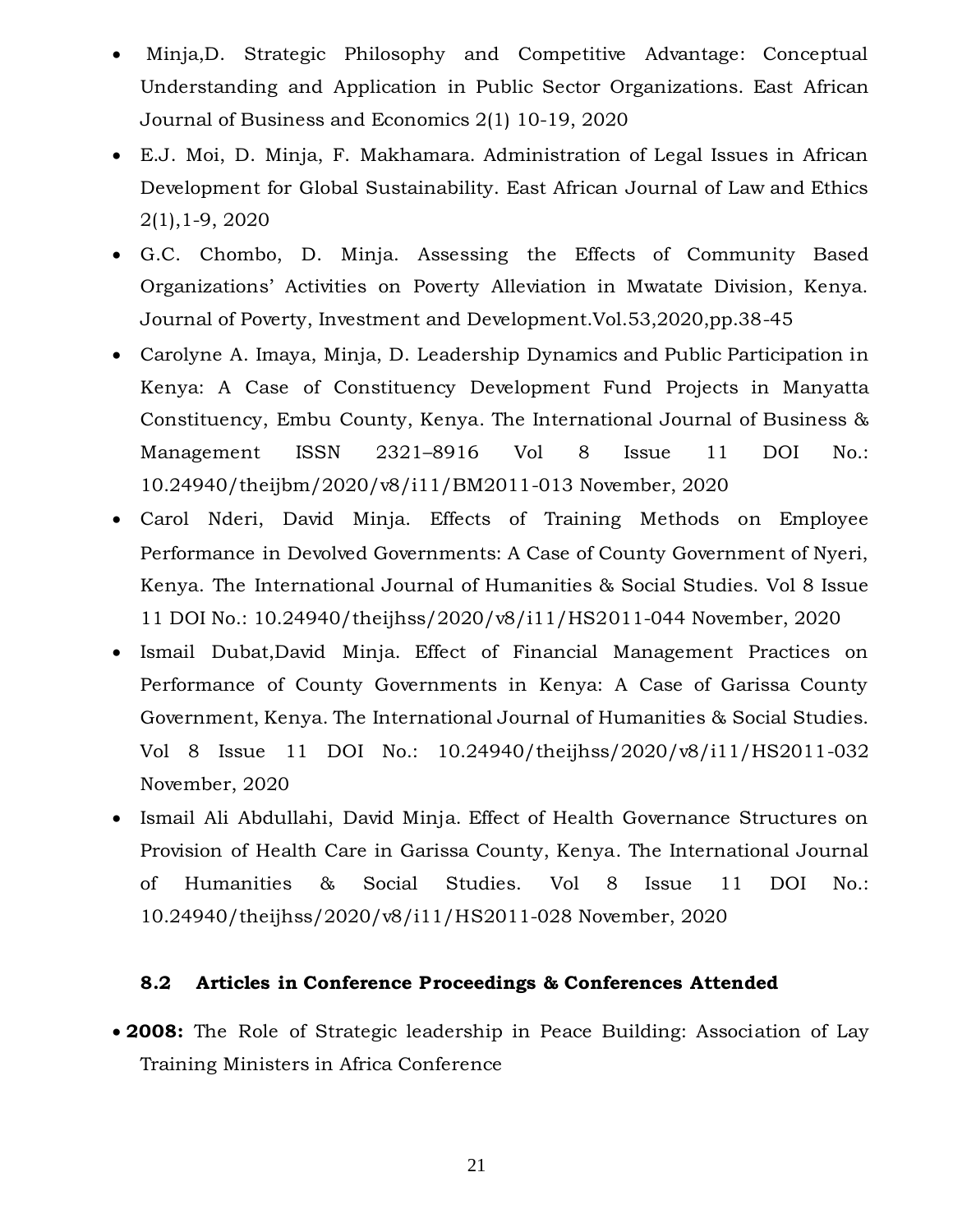- Minja,D. Strategic Philosophy and Competitive Advantage: Conceptual Understanding and Application in Public Sector Organizations. East African Journal of Business and Economics 2(1) 10-19, 2020
- E.J. Moi, D. Minja, F. Makhamara. Administration of Legal Issues in African Development for Global Sustainability. East African Journal of Law and Ethics 2(1),1-9, 2020
- G.C. Chombo, D. Minja. Assessing the Effects of Community Based Organizations' Activities on Poverty Alleviation in Mwatate Division, Kenya. Journal of Poverty, Investment and Development.Vol.53,2020,pp.38-45
- Carolyne A. Imaya, Minja, D. Leadership Dynamics and Public Participation in Kenya: A Case of Constituency Development Fund Projects in Manyatta Constituency, Embu County, Kenya. The International Journal of Business & Management ISSN 2321–8916 Vol 8 Issue 11 DOI No.: 10.24940/theijbm/2020/v8/i11/BM2011-013 November, 2020
- Carol Nderi, David Minja. Effects of Training Methods on Employee Performance in Devolved Governments: A Case of County Government of Nyeri, Kenya. The International Journal of Humanities & Social Studies. Vol 8 Issue 11 DOI No.: 10.24940/theijhss/2020/v8/i11/HS2011-044 November, 2020
- Ismail Dubat,David Minja. Effect of Financial Management Practices on Performance of County Governments in Kenya: A Case of Garissa County Government, Kenya. The International Journal of Humanities & Social Studies. Vol 8 Issue 11 DOI No.: 10.24940/theijhss/2020/v8/i11/HS2011-032 November, 2020
- Ismail Ali Abdullahi, David Minja. Effect of Health Governance Structures on Provision of Health Care in Garissa County, Kenya. The International Journal of Humanities & Social Studies. Vol 8 Issue 11 DOI No.: 10.24940/theijhss/2020/v8/i11/HS2011-028 November, 2020

### 8.2 Articles in Conference Proceedings & Conferences Attended

- **2008:** The Role of Strategic leadership in Peace Building: Association of Lay Training Ministers in Africa Conference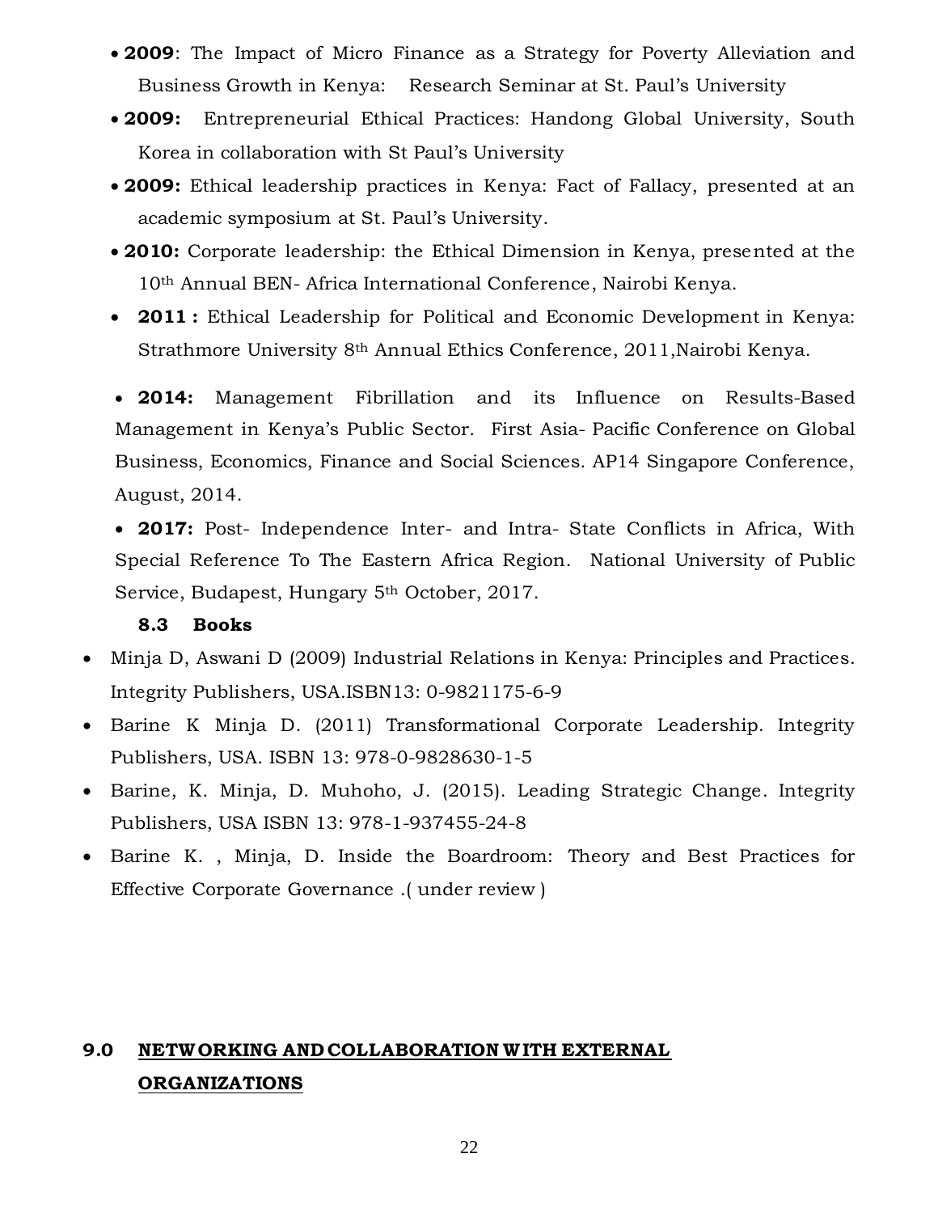- **2009**: The Impact of Micro Finance as a Strategy for Poverty Alleviation and Business Growth in Kenya: Research Seminar at St. Paul's University
- **2009:** Entrepreneurial Ethical Practices: Handong Global University, South Korea in collaboration with St Paul's University
- **2009:** Ethical leadership practices in Kenya: Fact of Fallacy, presented at an academic symposium at St. Paul's University.
- **2010:** Corporate leadership: the Ethical Dimension in Kenya, presented at the 10th Annual BEN- Africa International Conference, Nairobi Kenya.
- **2011 :** Ethical Leadership for Political and Economic Development in Kenya: Strathmore University 8th Annual Ethics Conference, 2011,Nairobi Kenya.
- **2014:** Management Fibrillation and its Influence on Results-Based Management in Kenya's Public Sector. First Asia- Pacific Conference on Global Business, Economics, Finance and Social Sciences. AP14 Singapore Conference, August, 2014.
- **2017:** Post- Independence Inter- and Intra- State Conflicts in Africa, With Special Reference To The Eastern Africa Region. National University of Public Service, Budapest, Hungary 5th October, 2017.

### 8.3 Books

- Minja D, Aswani D (2009) Industrial Relations in Kenya: Principles and Practices. Integrity Publishers, USA.ISBN13: 0-9821175-6-9
- Barine K Minja D. (2011) Transformational Corporate Leadership. Integrity Publishers, USA. ISBN 13: 978-0-9828630-1-5
- Barine, K. Minja, D. Muhoho, J. (2015). Leading Strategic Change. Integrity Publishers, USA ISBN 13: 978-1-937455-24-8
- Barine K. , Minja, D. Inside the Boardroom: Theory and Best Practices for Effective Corporate Governance .( under review )

## 9.0 NETWORKING AND COLLABORATION WITH EXTERNAL ORGANIZATIONS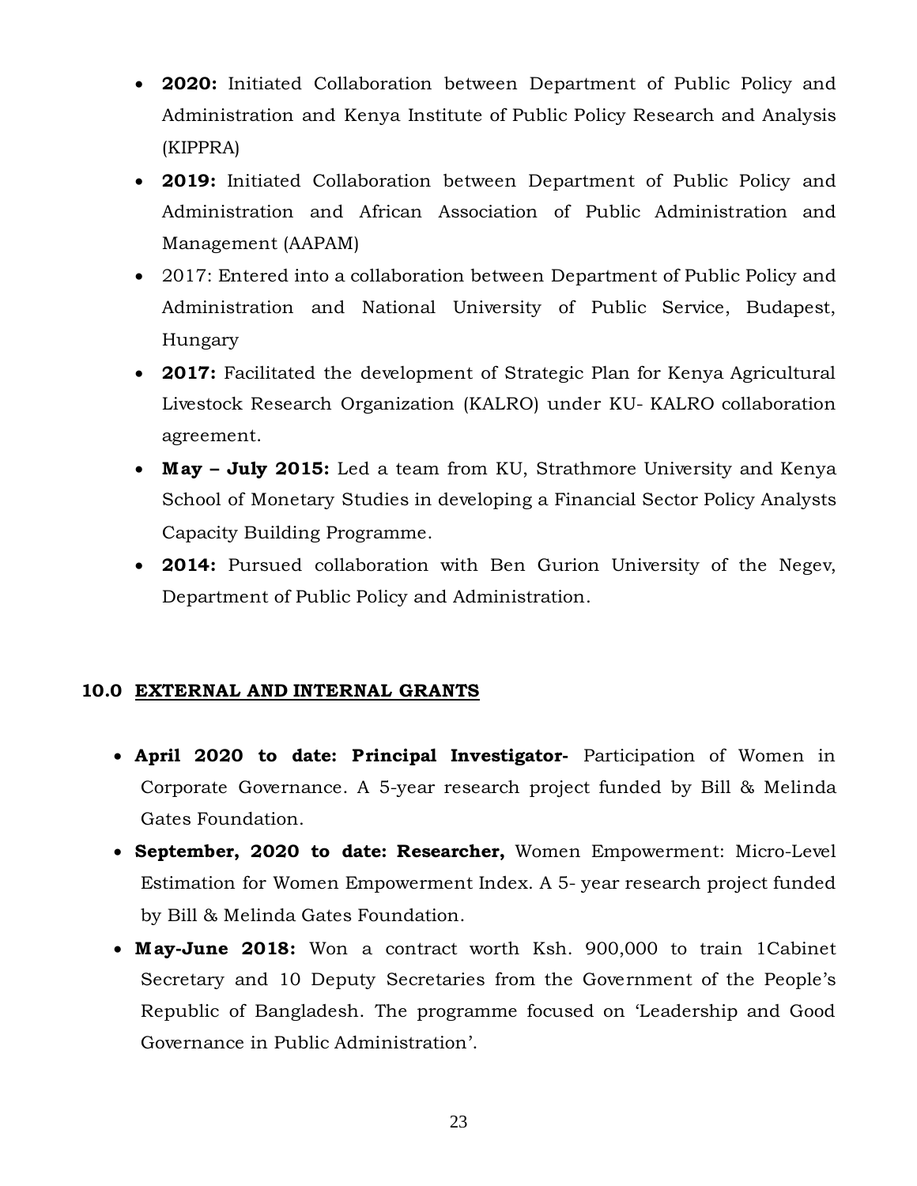- **2020:** Initiated Collaboration between Department of Public Policy and Administration and Kenya Institute of Public Policy Research and Analysis (KIPPRA)
- **2019:** Initiated Collaboration between Department of Public Policy and Administration and African Association of Public Administration and Management (AAPAM)
- 2017: Entered into a collaboration between Department of Public Policy and Administration and National University of Public Service, Budapest, Hungary
- **2017:** Facilitated the development of Strategic Plan for Kenya Agricultural Livestock Research Organization (KALRO) under KU- KALRO collaboration agreement.
- **May – July 2015:** Led a team from KU, Strathmore University and Kenya School of Monetary Studies in developing a Financial Sector Policy Analysts Capacity Building Programme.
- **2014:** Pursued collaboration with Ben Gurion University of the Negev, Department of Public Policy and Administration.

## 10.0 EXTERNAL AND INTERNAL GRANTS

- **April 2020 to date: Principal Investigator-** Participation of Women in Corporate Governance. A 5-year research project funded by Bill & Melinda Gates Foundation.
- **September, 2020 to date: Researcher,** Women Empowerment: Micro-Level Estimation for Women Empowerment Index. A 5- year research project funded by Bill & Melinda Gates Foundation.
- **May-June 2018:** Won a contract worth Ksh. 900,000 to train 1Cabinet Secretary and 10 Deputy Secretaries from the Government of the People's Republic of Bangladesh. The programme focused on 'Leadership and Good Governance in Public Administration'.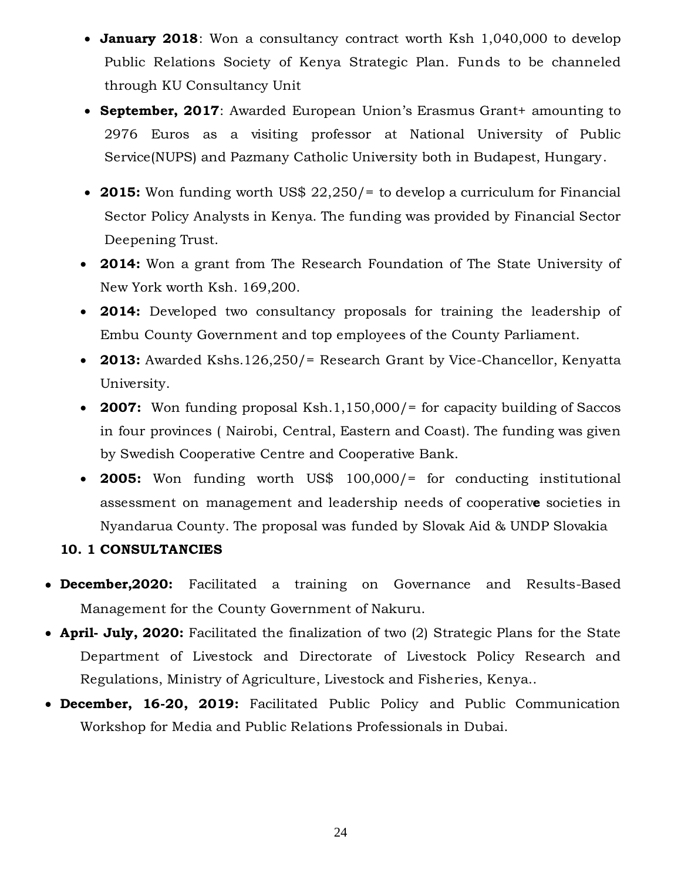- **January 2018**: Won a consultancy contract worth Ksh 1,040,000 to develop Public Relations Society of Kenya Strategic Plan. Funds to be channeled through KU Consultancy Unit
- **September, 2017**: Awarded European Union's Erasmus Grant+ amounting to 2976 Euros as a visiting professor at National University of Public Service(NUPS) and Pazmany Catholic University both in Budapest, Hungary.
- **2015:** Won funding worth US$ 22,250/= to develop a curriculum for Financial Sector Policy Analysts in Kenya. The funding was provided by Financial Sector Deepening Trust.
- **2014:** Won a grant from The Research Foundation of The State University of New York worth Ksh. 169,200.
- **2014:** Developed two consultancy proposals for training the leadership of Embu County Government and top employees of the County Parliament.
- **2013:** Awarded Kshs.126,250/= Research Grant by Vice-Chancellor, Kenyatta University.
- **2007:** Won funding proposal Ksh.1,150,000/= for capacity building of Saccos in four provinces ( Nairobi, Central, Eastern and Coast). The funding was given by Swedish Cooperative Centre and Cooperative Bank.
- **2005:** Won funding worth US$ 100,000/= for conducting institutional assessment on management and leadership needs of cooperative societies in Nyandarua County. The proposal was funded by Slovak Aid & UNDP Slovakia

### 10. 1 CONSULTANCIES

- **December,2020:** Facilitated a training on Governance and Results-Based Management for the County Government of Nakuru.
- **April- July, 2020:** Facilitated the finalization of two (2) Strategic Plans for the State Department of Livestock and Directorate of Livestock Policy Research and Regulations, Ministry of Agriculture, Livestock and Fisheries, Kenya..
- **December, 16-20, 2019:** Facilitated Public Policy and Public Communication Workshop for Media and Public Relations Professionals in Dubai.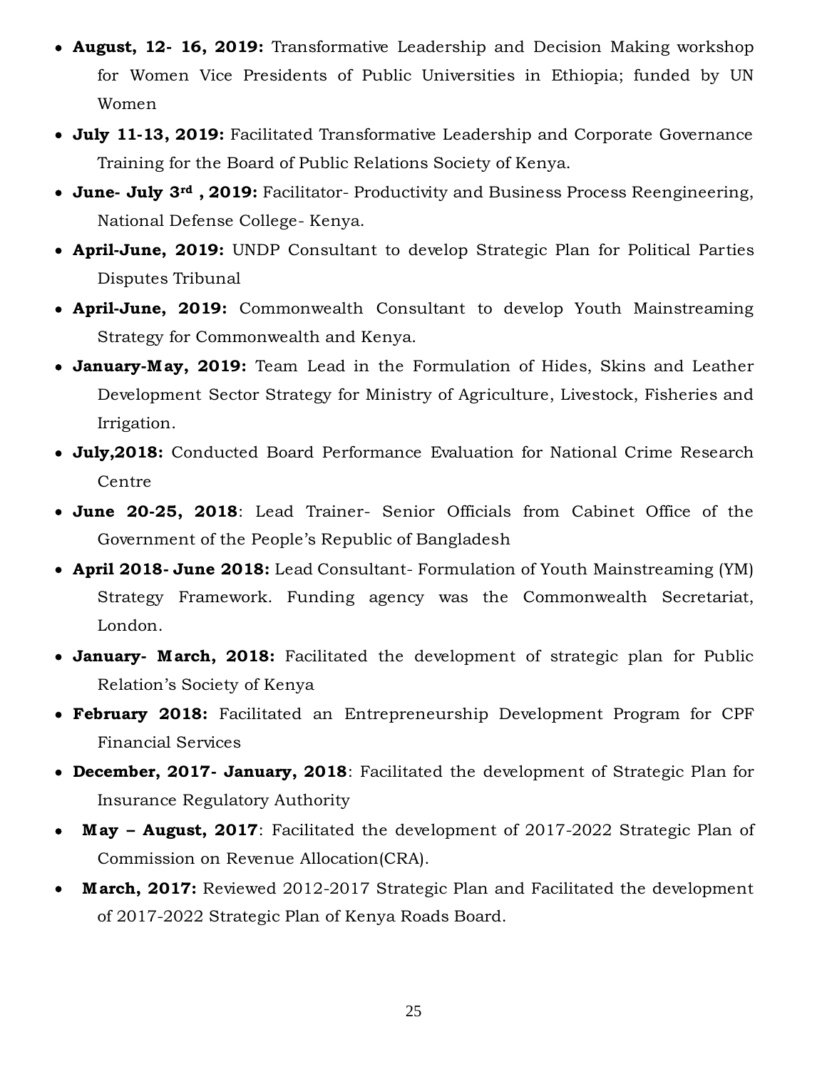- **August, 12- 16, 2019:** Transformative Leadership and Decision Making workshop for Women Vice Presidents of Public Universities in Ethiopia; funded by UN Women
- **July 11-13, 2019:** Facilitated Transformative Leadership and Corporate Governance Training for the Board of Public Relations Society of Kenya.
- **June- July 3rd , 2019:** Facilitator- Productivity and Business Process Reengineering, National Defense College- Kenya.
- **April-June, 2019:** UNDP Consultant to develop Strategic Plan for Political Parties Disputes Tribunal
- **April-June, 2019:** Commonwealth Consultant to develop Youth Mainstreaming Strategy for Commonwealth and Kenya.
- **January-May, 2019:** Team Lead in the Formulation of Hides, Skins and Leather Development Sector Strategy for Ministry of Agriculture, Livestock, Fisheries and Irrigation.
- **July,2018:** Conducted Board Performance Evaluation for National Crime Research Centre
- **June 20-25, 2018**: Lead Trainer- Senior Officials from Cabinet Office of the Government of the People's Republic of Bangladesh
- **April 2018- June 2018:** Lead Consultant- Formulation of Youth Mainstreaming (YM) Strategy Framework. Funding agency was the Commonwealth Secretariat, London.
- **January- March, 2018:** Facilitated the development of strategic plan for Public Relation's Society of Kenya
- **February 2018:** Facilitated an Entrepreneurship Development Program for CPF Financial Services
- **December, 2017- January, 2018**: Facilitated the development of Strategic Plan for Insurance Regulatory Authority
- **May – August, 2017**: Facilitated the development of 2017-2022 Strategic Plan of Commission on Revenue Allocation(CRA).
- **March, 2017:** Reviewed 2012-2017 Strategic Plan and Facilitated the development of 2017-2022 Strategic Plan of Kenya Roads Board.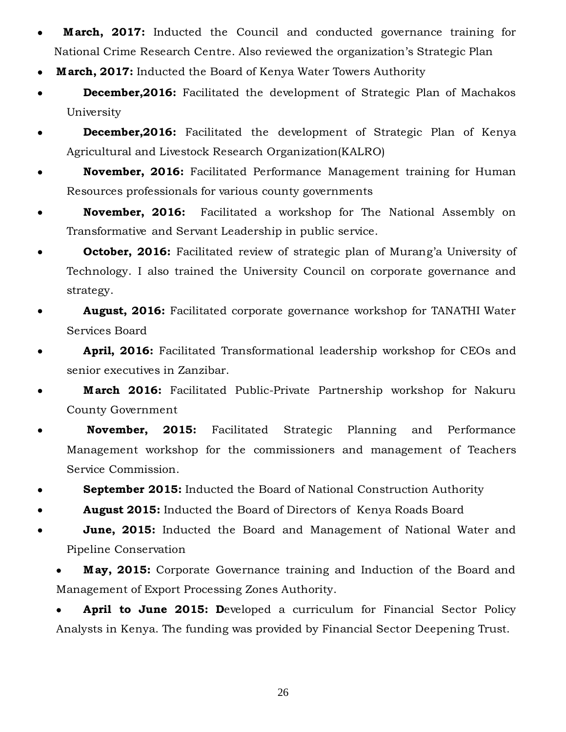- **March, 2017:** Inducted the Council and conducted governance training for National Crime Research Centre. Also reviewed the organization's Strategic Plan
- **March, 2017:** Inducted the Board of Kenya Water Towers Authority
- **December,2016:** Facilitated the development of Strategic Plan of Machakos University
- **December,2016:** Facilitated the development of Strategic Plan of Kenya Agricultural and Livestock Research Organization(KALRO)
- **November, 2016:** Facilitated Performance Management training for Human Resources professionals for various county governments
- **November, 2016:** Facilitated a workshop for The National Assembly on Transformative and Servant Leadership in public service.
- **October, 2016:** Facilitated review of strategic plan of Murang'a University of Technology. I also trained the University Council on corporate governance and strategy.
- **August, 2016:** Facilitated corporate governance workshop for TANATHI Water Services Board
- **April, 2016:** Facilitated Transformational leadership workshop for CEOs and senior executives in Zanzibar.
- **March 2016:** Facilitated Public-Private Partnership workshop for Nakuru County Government
- **November, 2015:** Facilitated Strategic Planning and Performance Management workshop for the commissioners and management of Teachers Service Commission.
- **September 2015:** Inducted the Board of National Construction Authority
- **August 2015:** Inducted the Board of Directors of Kenya Roads Board
- **June, 2015:** Inducted the Board and Management of National Water and Pipeline Conservation
- **May, 2015:** Corporate Governance training and Induction of the Board and Management of Export Processing Zones Authority.
- **April to June 2015: D**eveloped a curriculum for Financial Sector Policy Analysts in Kenya. The funding was provided by Financial Sector Deepening Trust.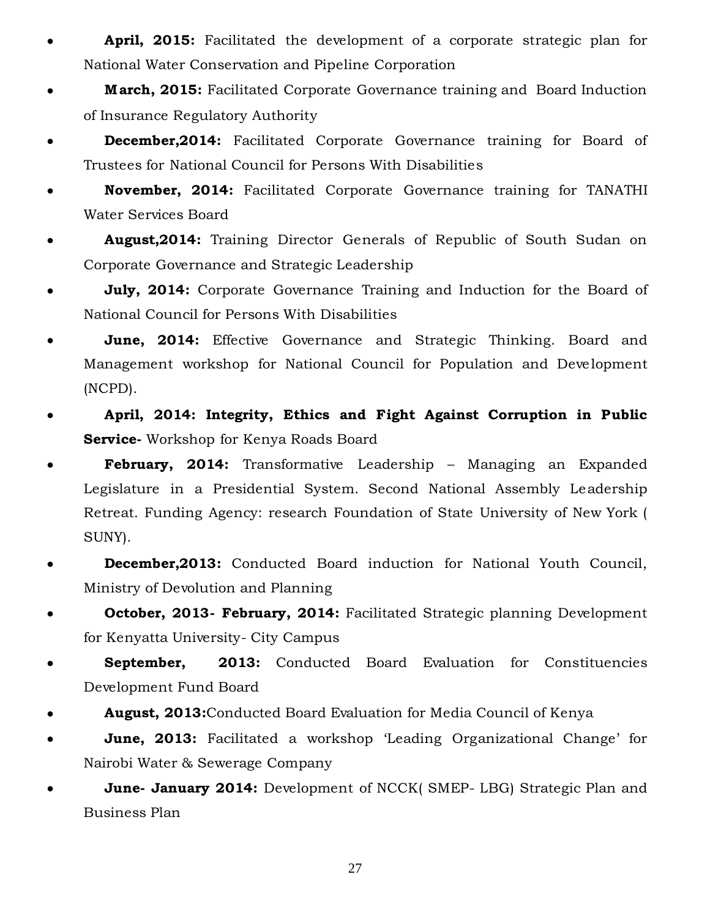- **April, 2015:** Facilitated the development of a corporate strategic plan for National Water Conservation and Pipeline Corporation
- **March, 2015:** Facilitated Corporate Governance training and Board Induction of Insurance Regulatory Authority
- **December,2014:** Facilitated Corporate Governance training for Board of Trustees for National Council for Persons With Disabilities
- **November, 2014:** Facilitated Corporate Governance training for TANATHI Water Services Board
- **August,2014:** Training Director Generals of Republic of South Sudan on Corporate Governance and Strategic Leadership
- **July, 2014:** Corporate Governance Training and Induction for the Board of National Council for Persons With Disabilities
- **June, 2014:** Effective Governance and Strategic Thinking. Board and Management workshop for National Council for Population and Development (NCPD).
- **April, 2014: Integrity, Ethics and Fight Against Corruption in Public Service-** Workshop for Kenya Roads Board
- **February, 2014:** Transformative Leadership – Managing an Expanded Legislature in a Presidential System. Second National Assembly Leadership Retreat. Funding Agency: research Foundation of State University of New York ( SUNY).
- **December,2013:** Conducted Board induction for National Youth Council, Ministry of Devolution and Planning
- **October, 2013- February, 2014:** Facilitated Strategic planning Development for Kenyatta University- City Campus
- **September, 2013:** Conducted Board Evaluation for Constituencies Development Fund Board
- **August, 2013:**Conducted Board Evaluation for Media Council of Kenya
- **June, 2013:** Facilitated a workshop 'Leading Organizational Change' for Nairobi Water & Sewerage Company
- **June- January 2014:** Development of NCCK( SMEP- LBG) Strategic Plan and Business Plan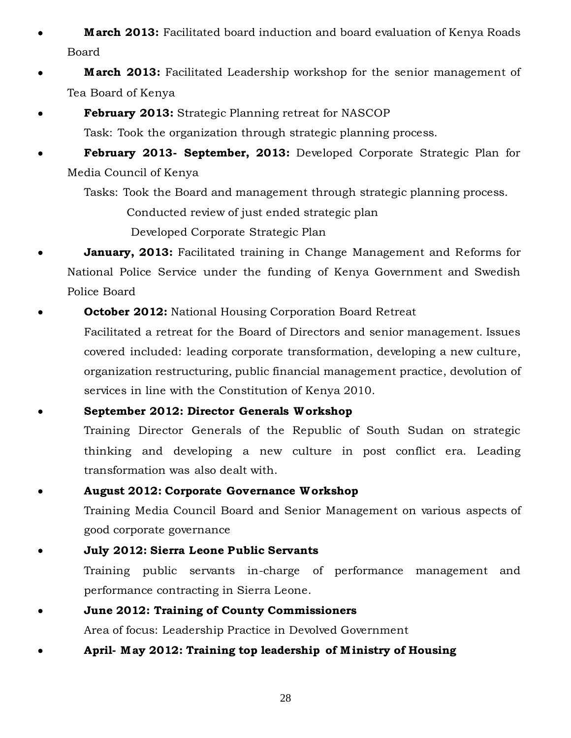- **March 2013:** Facilitated board induction and board evaluation of Kenya Roads Board
- **March 2013:** Facilitated Leadership workshop for the senior management of Tea Board of Kenya
- **February 2013:** Strategic Planning retreat for NASCOP

  Task: Took the organization through strategic planning process.
- **February 2013- September, 2013:** Developed Corporate Strategic Plan for Media Council of Kenya

  Tasks: Took the Board and management through strategic planning process.

  Conducted review of just ended strategic plan

  Developed Corporate Strategic Plan
- **January, 2013:** Facilitated training in Change Management and Reforms for National Police Service under the funding of Kenya Government and Swedish Police Board
- **October 2012:** National Housing Corporation Board Retreat

  Facilitated a retreat for the Board of Directors and senior management. Issues covered included: leading corporate transformation, developing a new culture, organization restructuring, public financial management practice, devolution of services in line with the Constitution of Kenya 2010.
- **September 2012: Director Generals Workshop**

  Training Director Generals of the Republic of South Sudan on strategic thinking and developing a new culture in post conflict era. Leading transformation was also dealt with.
- **August 2012: Corporate Governance Workshop**

  Training Media Council Board and Senior Management on various aspects of good corporate governance
- **July 2012: Sierra Leone Public Servants**

  Training public servants in-charge of performance management and performance contracting in Sierra Leone.
- **June 2012: Training of County Commissioners**

  Area of focus: Leadership Practice in Devolved Government
- **April- May 2012: Training top leadership of Ministry of Housing**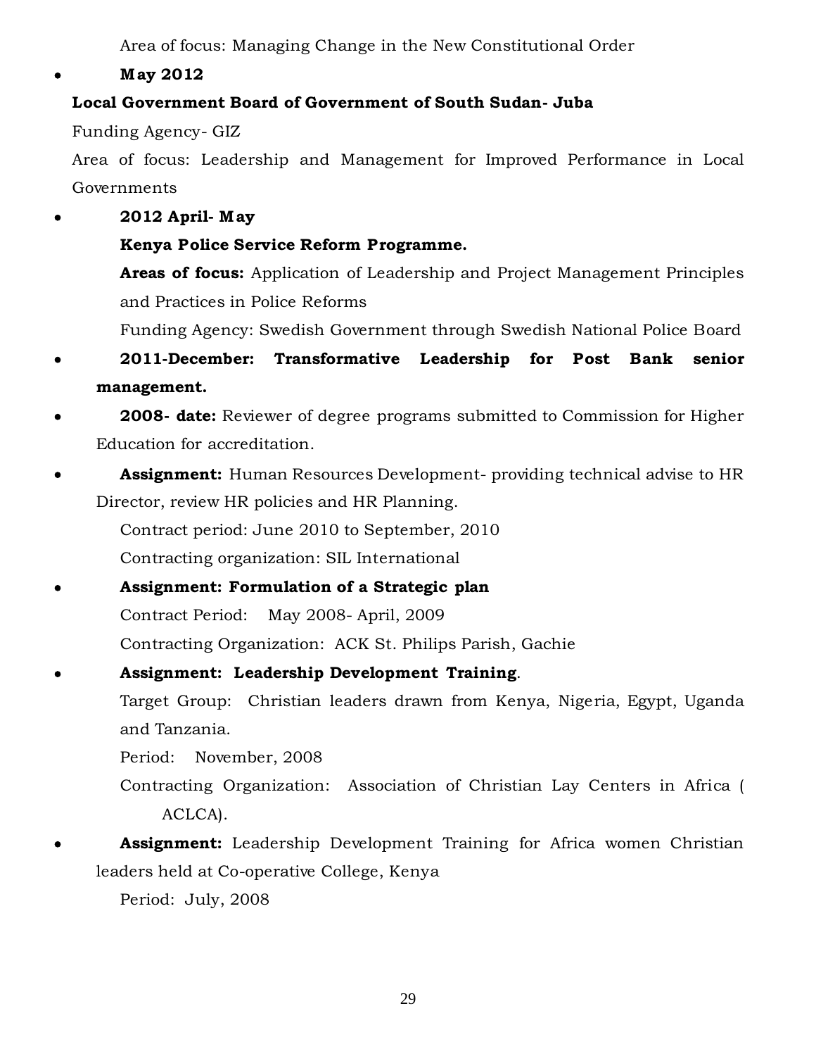Area of focus: Managing Change in the New Constitutional Order

- **May 2012**

**Local Government Board of Government of South Sudan- Juba**

Funding Agency- GIZ

Area of focus: Leadership and Management for Improved Performance in Local Governments

- **2012 April- May**

  **Kenya Police Service Reform Programme.**

  **Areas of focus:** Application of Leadership and Project Management Principles and Practices in Police Reforms

  Funding Agency: Swedish Government through Swedish National Police Board

- **2011-December: Transformative Leadership for Post Bank senior management.**
- **2008- date:** Reviewer of degree programs submitted to Commission for Higher Education for accreditation.
- **Assignment:** Human Resources Development- providing technical advise to HR Director, review HR policies and HR Planning.

  Contract period: June 2010 to September, 2010

  Contracting organization: SIL International

- **Assignment: Formulation of a Strategic plan**

  Contract Period: May 2008- April, 2009

  Contracting Organization: ACK St. Philips Parish, Gachie

- **Assignment: Leadership Development Training**.

  Target Group: Christian leaders drawn from Kenya, Nigeria, Egypt, Uganda and Tanzania.

  Period: November, 2008

  Contracting Organization: Association of Christian Lay Centers in Africa ( ACLCA).

- **Assignment:** Leadership Development Training for Africa women Christian leaders held at Co-operative College, Kenya

  Period: July, 2008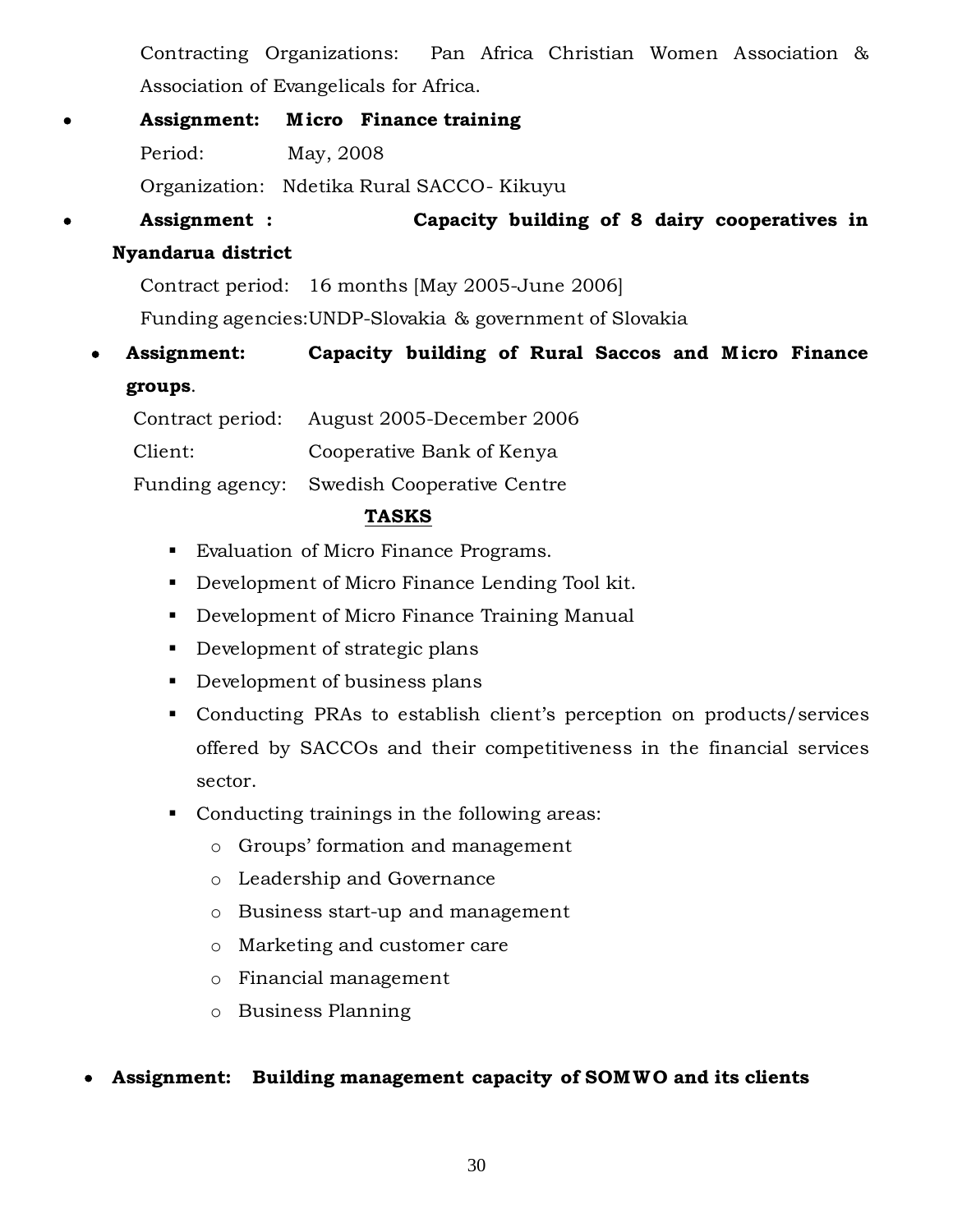Contracting Organizations: Pan Africa Christian Women Association & Association of Evangelicals for Africa.

- **Assignment: Micro Finance training**

  Period: May, 2008

  Organization: Ndetika Rural SACCO- Kikuyu

- **Assignment : Capacity building of 8 dairy cooperatives in Nyandarua district**

  Contract period: 16 months [May 2005-June 2006]

  Funding agencies:UNDP-Slovakia & government of Slovakia

- **Assignment: Capacity building of Rural Saccos and Micro Finance groups**.

  Contract period: August 2005-December 2006

  Client: Cooperative Bank of Kenya

  Funding agency: Swedish Cooperative Centre

  **<u>TASKS</u>**

  - Evaluation of Micro Finance Programs.
  - Development of Micro Finance Lending Tool kit.
  - Development of Micro Finance Training Manual
  - Development of strategic plans
  - Development of business plans
  - Conducting PRAs to establish client's perception on products/services offered by SACCOs and their competitiveness in the financial services sector.
  - Conducting trainings in the following areas:
    - Groups' formation and management
    - Leadership and Governance
    - Business start-up and management
    - Marketing and customer care
    - Financial management
    - Business Planning

- **Assignment: Building management capacity of SOMWO and its clients**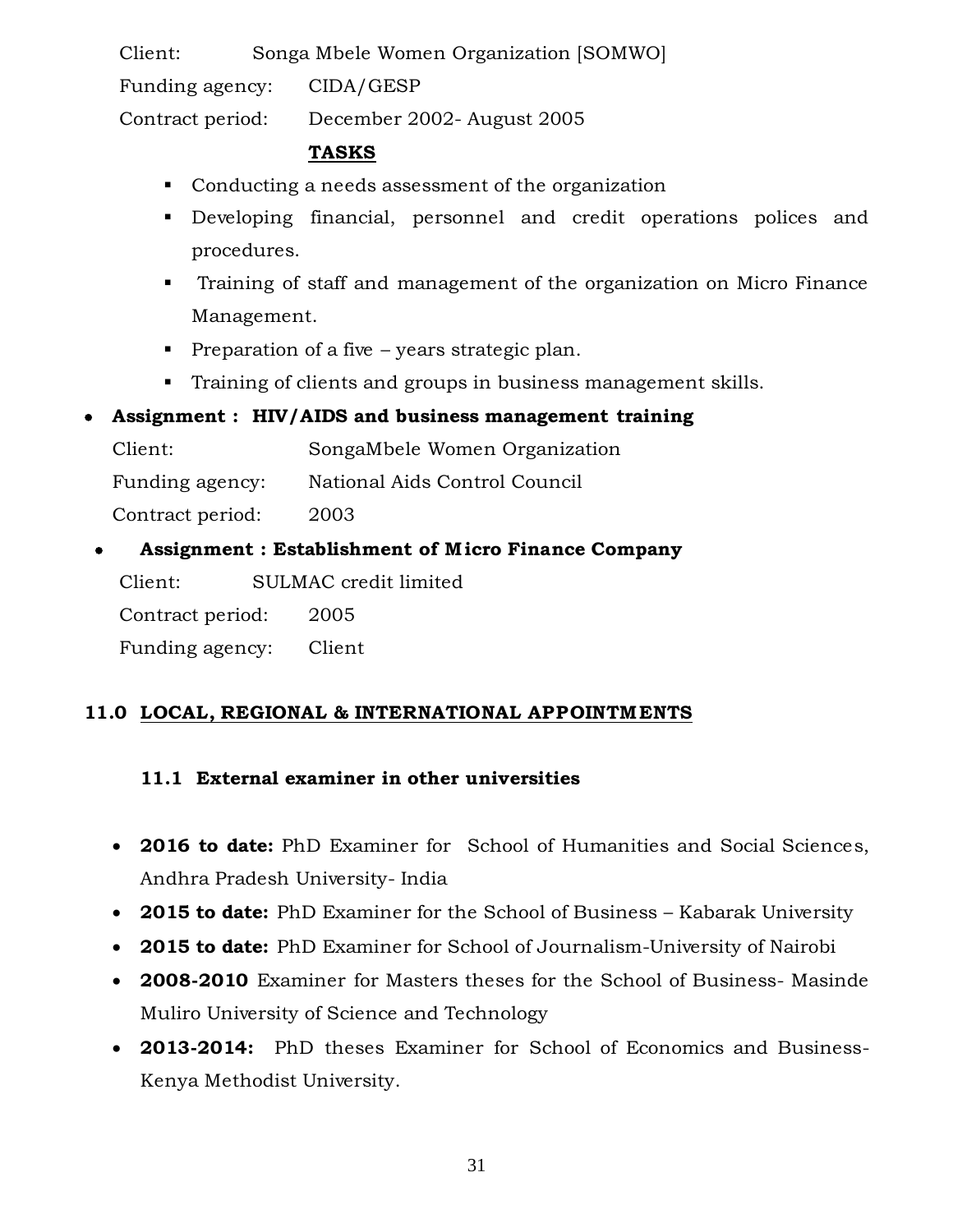Client: Songa Mbele Women Organization [SOMWO]

Funding agency: CIDA/GESP

Contract period: December 2002- August 2005

**TASKS**

- Conducting a needs assessment of the organization
- Developing financial, personnel and credit operations polices and procedures.
- Training of staff and management of the organization on Micro Finance Management.
- Preparation of a five – years strategic plan.
- Training of clients and groups in business management skills.

- **Assignment : HIV/AIDS and business management training**

  Client: SongaMbele Women Organization

  Funding agency: National Aids Control Council

  Contract period: 2003

- **Assignment : Establishment of Micro Finance Company**

  Client: SULMAC credit limited

  Contract period: 2005

  Funding agency: Client

## 11.0 LOCAL, REGIONAL & INTERNATIONAL APPOINTMENTS

### 11.1 External examiner in other universities

- **2016 to date:** PhD Examiner for School of Humanities and Social Sciences, Andhra Pradesh University- India
- **2015 to date:** PhD Examiner for the School of Business – Kabarak University
- **2015 to date:** PhD Examiner for School of Journalism-University of Nairobi
- **2008-2010** Examiner for Masters theses for the School of Business- Masinde Muliro University of Science and Technology
- **2013-2014:** PhD theses Examiner for School of Economics and Business-Kenya Methodist University.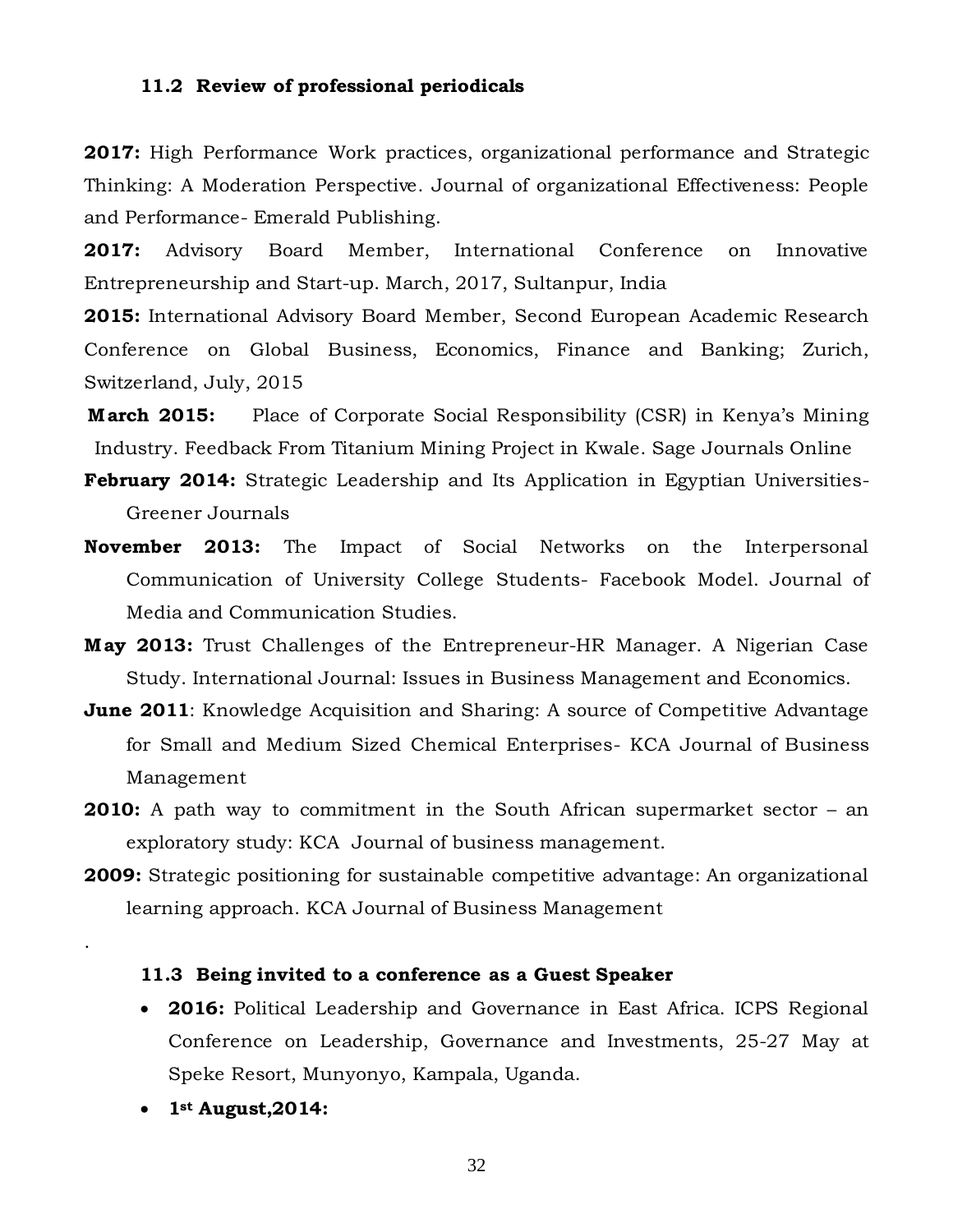### 11.2 Review of professional periodicals

**2017:** High Performance Work practices, organizational performance and Strategic Thinking: A Moderation Perspective. Journal of organizational Effectiveness: People and Performance- Emerald Publishing.

**2017:** Advisory Board Member, International Conference on Innovative Entrepreneurship and Start-up. March, 2017, Sultanpur, India

**2015:** International Advisory Board Member, Second European Academic Research Conference on Global Business, Economics, Finance and Banking; Zurich, Switzerland, July, 2015

**March 2015:** Place of Corporate Social Responsibility (CSR) in Kenya's Mining Industry. Feedback From Titanium Mining Project in Kwale. Sage Journals Online

**February 2014:** Strategic Leadership and Its Application in Egyptian Universities- Greener Journals

**November 2013:** The Impact of Social Networks on the Interpersonal Communication of University College Students- Facebook Model. Journal of Media and Communication Studies.

**May 2013:** Trust Challenges of the Entrepreneur-HR Manager. A Nigerian Case Study. International Journal: Issues in Business Management and Economics.

**June 2011**: Knowledge Acquisition and Sharing: A source of Competitive Advantage for Small and Medium Sized Chemical Enterprises- KCA Journal of Business Management

**2010:** A path way to commitment in the South African supermarket sector – an exploratory study: KCA Journal of business management.

**2009:** Strategic positioning for sustainable competitive advantage: An organizational learning approach. KCA Journal of Business Management

.

### 11.3 Being invited to a conference as a Guest Speaker

- **2016:** Political Leadership and Governance in East Africa. ICPS Regional Conference on Leadership, Governance and Investments, 25-27 May at Speke Resort, Munyonyo, Kampala, Uganda.
- **1st August,2014:**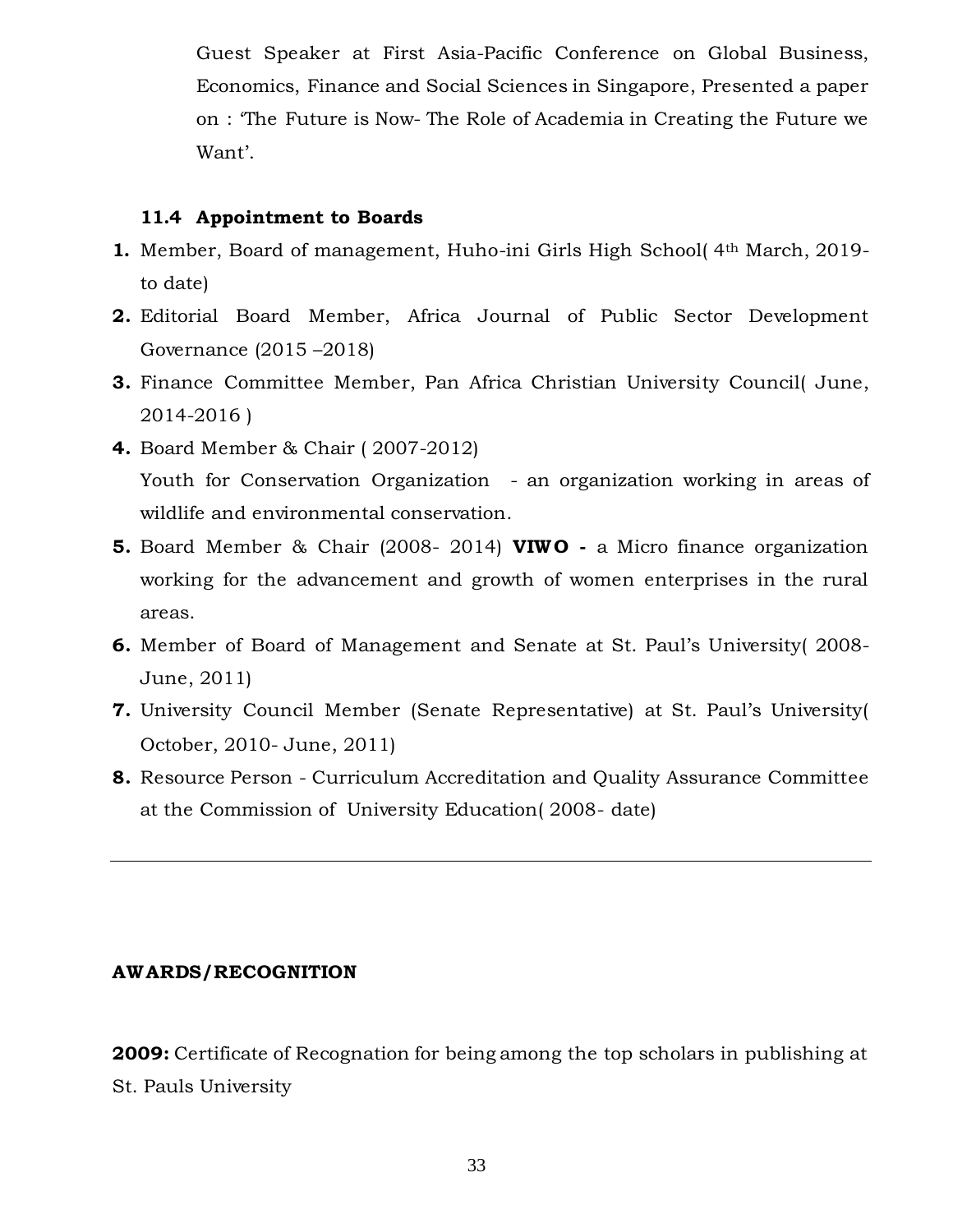Guest Speaker at First Asia-Pacific Conference on Global Business, Economics, Finance and Social Sciences in Singapore, Presented a paper on : 'The Future is Now- The Role of Academia in Creating the Future we Want'.

### 11.4 Appointment to Boards

1. Member, Board of management, Huho-ini Girls High School( 4th March, 2019- to date)
2. Editorial Board Member, Africa Journal of Public Sector Development Governance (2015 –2018)
3. Finance Committee Member, Pan Africa Christian University Council( June, 2014-2016 )
4. Board Member & Chair ( 2007-2012)
   Youth for Conservation Organization - an organization working in areas of wildlife and environmental conservation.
5. Board Member & Chair (2008- 2014) **VIWO -** a Micro finance organization working for the advancement and growth of women enterprises in the rural areas.
6. Member of Board of Management and Senate at St. Paul's University( 2008- June, 2011)
7. University Council Member (Senate Representative) at St. Paul's University( October, 2010- June, 2011)
8. Resource Person - Curriculum Accreditation and Quality Assurance Committee at the Commission of University Education( 2008- date)

---

## AWARDS/RECOGNITION

**2009:** Certificate of Recognation for being among the top scholars in publishing at St. Pauls University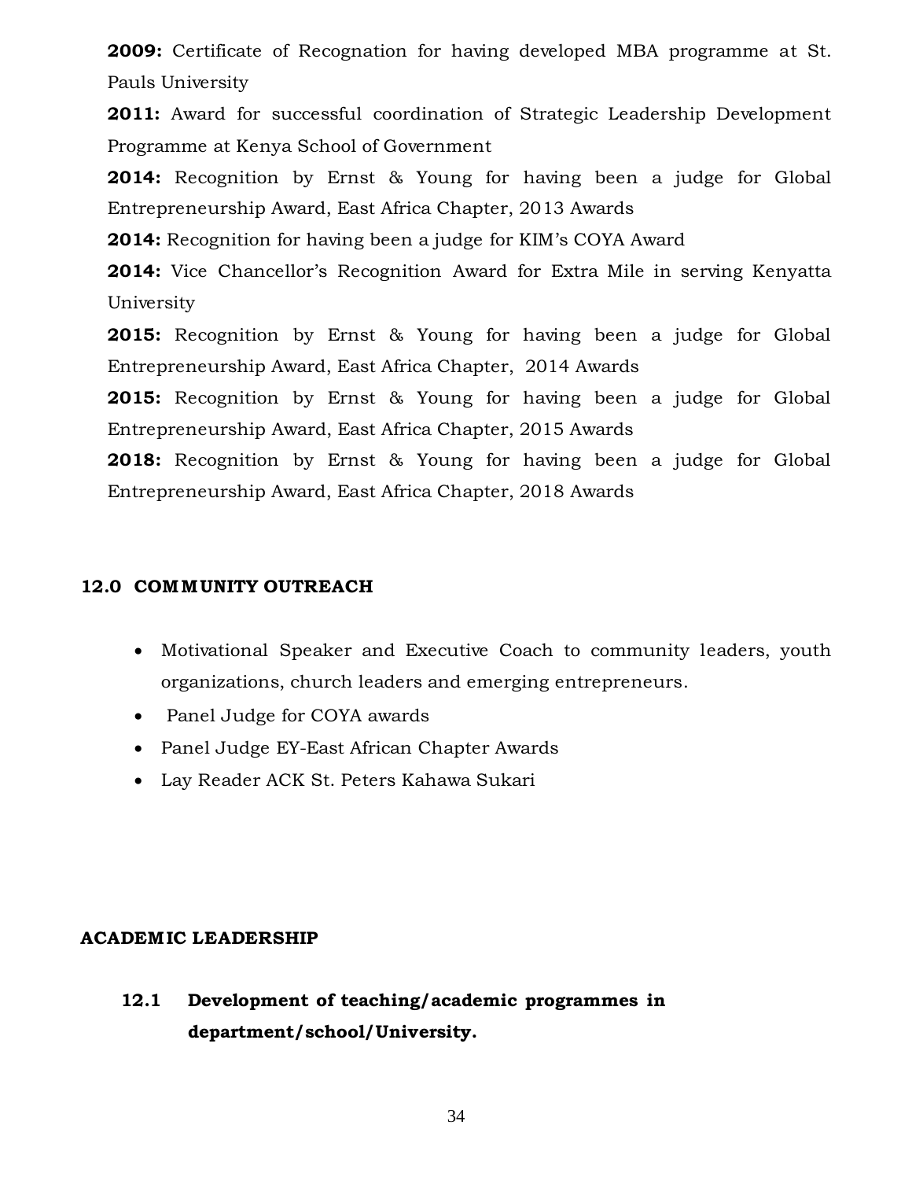**2009:** Certificate of Recognation for having developed MBA programme at St. Pauls University

**2011:** Award for successful coordination of Strategic Leadership Development Programme at Kenya School of Government

**2014:** Recognition by Ernst & Young for having been a judge for Global Entrepreneurship Award, East Africa Chapter, 2013 Awards

**2014:** Recognition for having been a judge for KIM's COYA Award

**2014:** Vice Chancellor's Recognition Award for Extra Mile in serving Kenyatta University

**2015:** Recognition by Ernst & Young for having been a judge for Global Entrepreneurship Award, East Africa Chapter, 2014 Awards

**2015:** Recognition by Ernst & Young for having been a judge for Global Entrepreneurship Award, East Africa Chapter, 2015 Awards

**2018:** Recognition by Ernst & Young for having been a judge for Global Entrepreneurship Award, East Africa Chapter, 2018 Awards

## 12.0 COMMUNITY OUTREACH

- Motivational Speaker and Executive Coach to community leaders, youth organizations, church leaders and emerging entrepreneurs.
- Panel Judge for COYA awards
- Panel Judge EY-East African Chapter Awards
- Lay Reader ACK St. Peters Kahawa Sukari

## ACADEMIC LEADERSHIP

### 12.1 Development of teaching/academic programmes in department/school/University.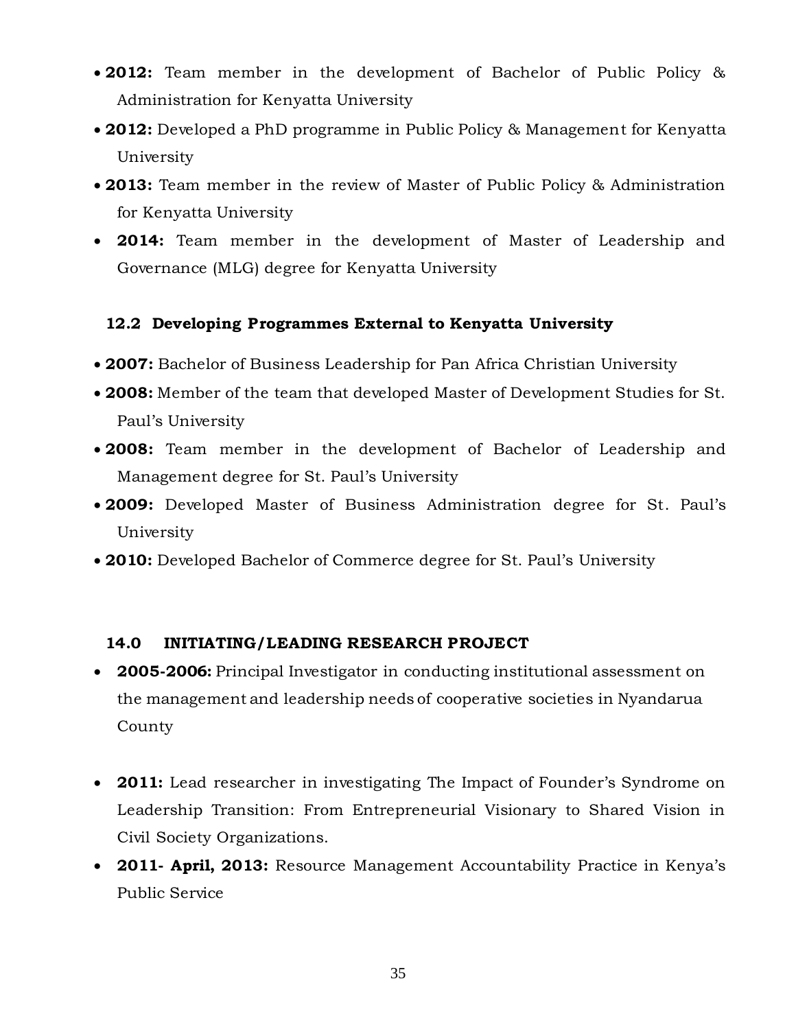- **2012:** Team member in the development of Bachelor of Public Policy & Administration for Kenyatta University
- **2012:** Developed a PhD programme in Public Policy & Management for Kenyatta University
- **2013:** Team member in the review of Master of Public Policy & Administration for Kenyatta University
- **2014:** Team member in the development of Master of Leadership and Governance (MLG) degree for Kenyatta University

### 12.2 Developing Programmes External to Kenyatta University

- **2007:** Bachelor of Business Leadership for Pan Africa Christian University
- **2008:** Member of the team that developed Master of Development Studies for St. Paul's University
- **2008:** Team member in the development of Bachelor of Leadership and Management degree for St. Paul's University
- **2009:** Developed Master of Business Administration degree for St. Paul's University
- **2010:** Developed Bachelor of Commerce degree for St. Paul's University

## 14.0 INITIATING/LEADING RESEARCH PROJECT

- **2005-2006:** Principal Investigator in conducting institutional assessment on the management and leadership needs of cooperative societies in Nyandarua County

- **2011:** Lead researcher in investigating The Impact of Founder's Syndrome on Leadership Transition: From Entrepreneurial Visionary to Shared Vision in Civil Society Organizations.
- **2011- April, 2013:** Resource Management Accountability Practice in Kenya's Public Service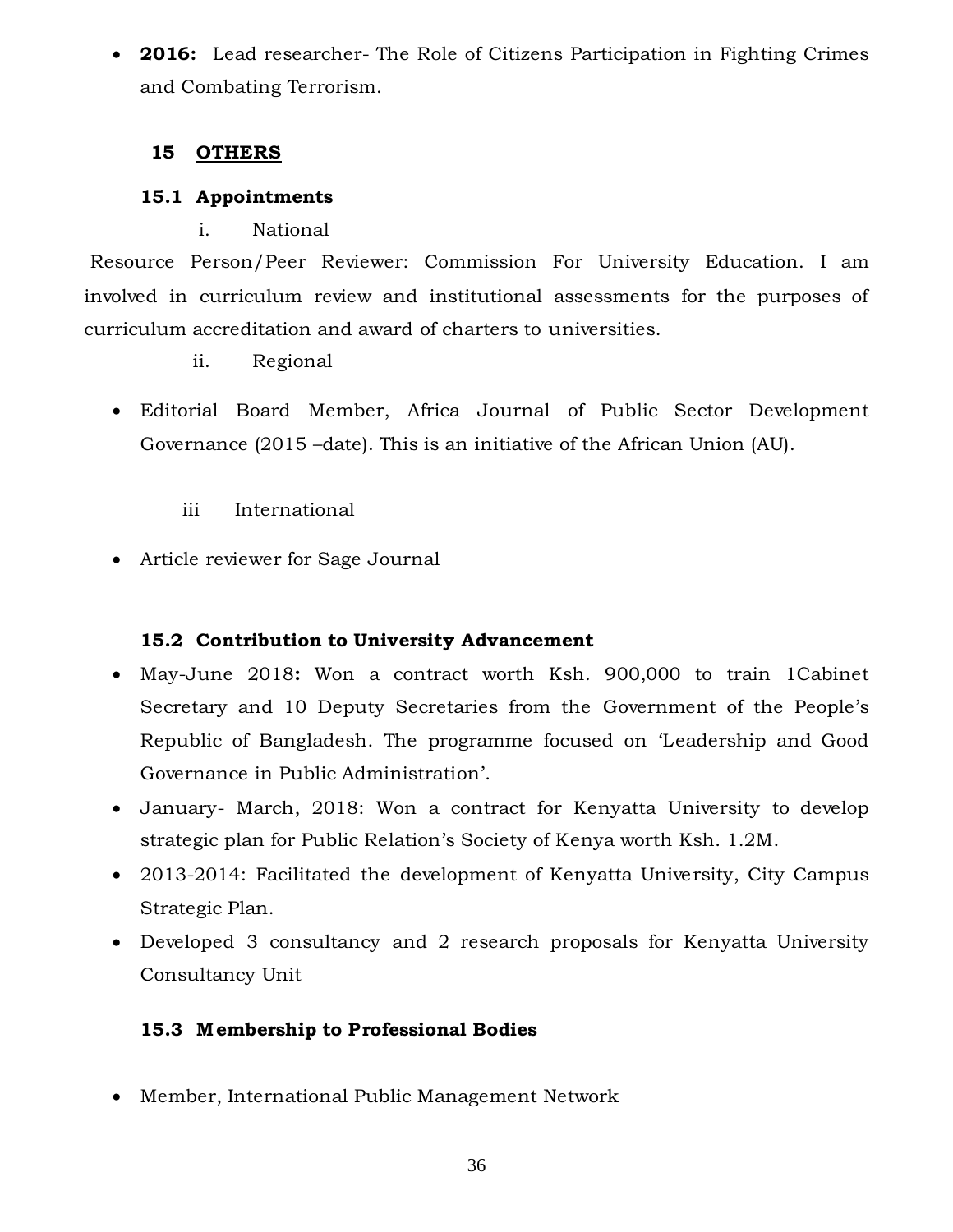- **2016:** Lead researcher- The Role of Citizens Participation in Fighting Crimes and Combating Terrorism.

## 15 OTHERS

### 15.1 Appointments

i. National

Resource Person/Peer Reviewer: Commission For University Education. I am involved in curriculum review and institutional assessments for the purposes of curriculum accreditation and award of charters to universities.

ii. Regional

- Editorial Board Member, Africa Journal of Public Sector Development Governance (2015 –date). This is an initiative of the African Union (AU).

iii International

- Article reviewer for Sage Journal

### 15.2 Contribution to University Advancement

- May-June 2018**:** Won a contract worth Ksh. 900,000 to train 1Cabinet Secretary and 10 Deputy Secretaries from the Government of the People's Republic of Bangladesh. The programme focused on 'Leadership and Good Governance in Public Administration'.
- January- March, 2018: Won a contract for Kenyatta University to develop strategic plan for Public Relation's Society of Kenya worth Ksh. 1.2M.
- 2013-2014: Facilitated the development of Kenyatta University, City Campus Strategic Plan.
- Developed 3 consultancy and 2 research proposals for Kenyatta University Consultancy Unit

### 15.3 Membership to Professional Bodies

- Member, International Public Management Network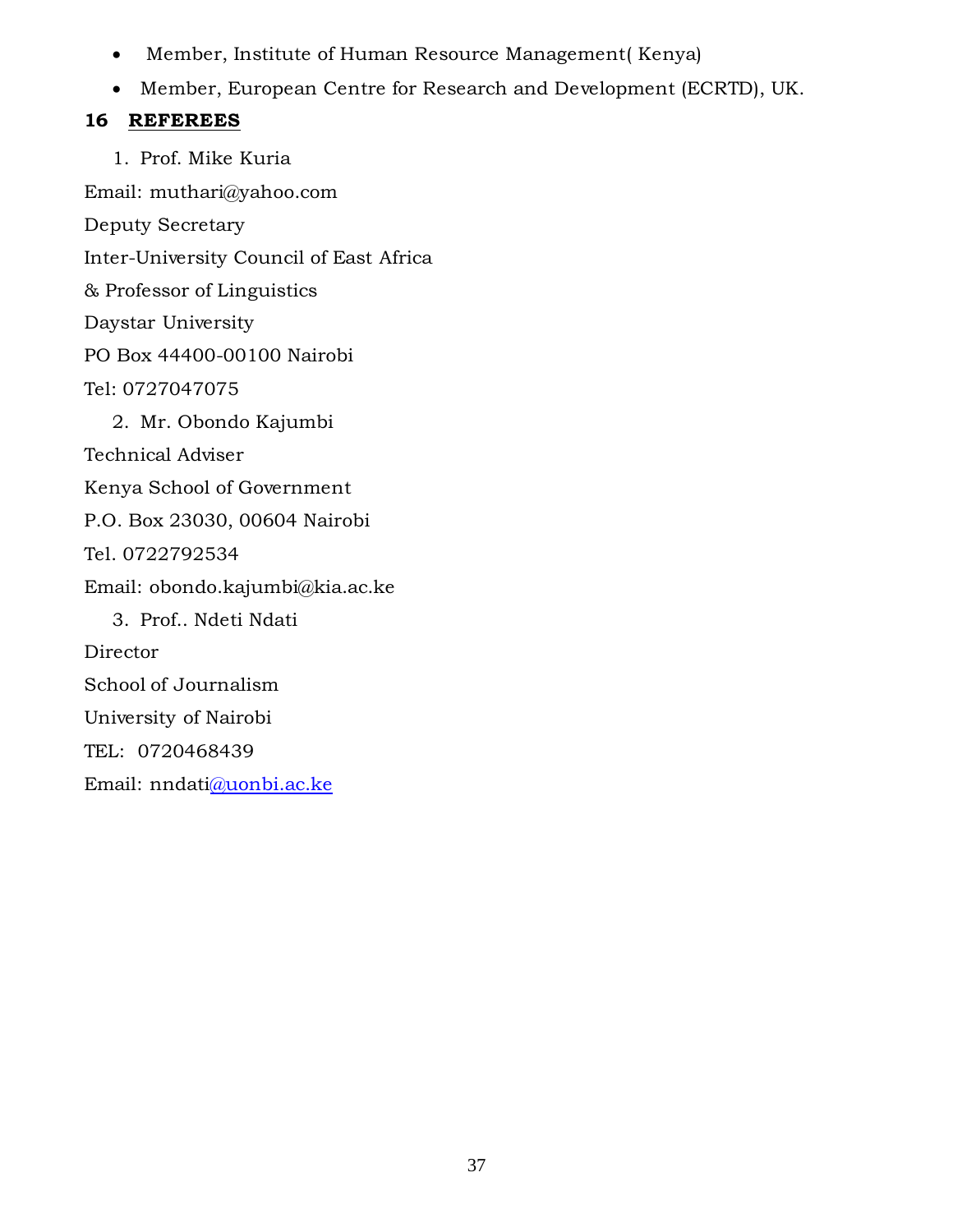- Member, Institute of Human Resource Management( Kenya)
- Member, European Centre for Research and Development (ECRTD), UK.

## 16 REFEREES

1. Prof. Mike Kuria

Email: muthari@yahoo.com

Deputy Secretary

Inter-University Council of East Africa

& Professor of Linguistics

Daystar University

PO Box 44400-00100 Nairobi

Tel: 0727047075

2. Mr. Obondo Kajumbi

Technical Adviser

Kenya School of Government

P.O. Box 23030, 00604 Nairobi

Tel. 0722792534

Email: obondo.kajumbi@kia.ac.ke

3. Prof.. Ndeti Ndati

Director

School of Journalism

University of Nairobi

TEL: 0720468439

Email: nndati@uonbi.ac.ke